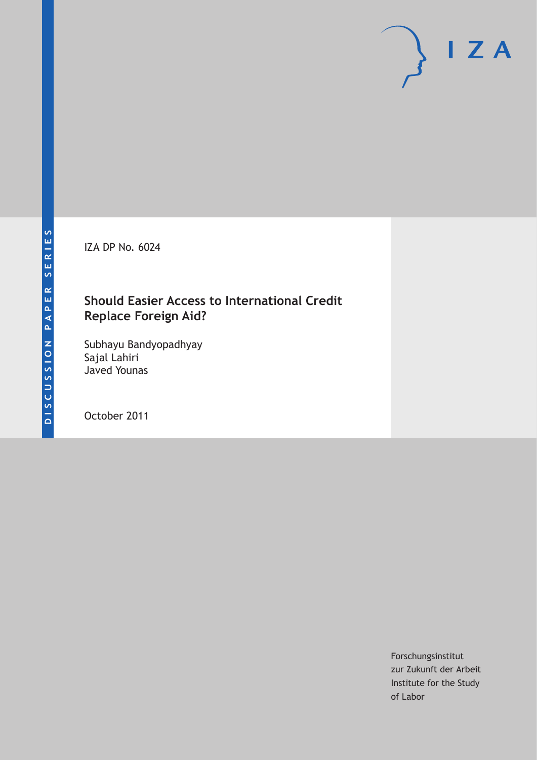DISCUSSION PAPER SERIES

IZA DP No. 6024

# Should Easier Access to International Credit Replace Foreign Aid?

Subhayu Bandyopadhyay
Sajal Lahiri
Javed Younas

October 2011

Forschungsinstitut
zur Zukunft der Arbeit
Institute for the Study
of Labor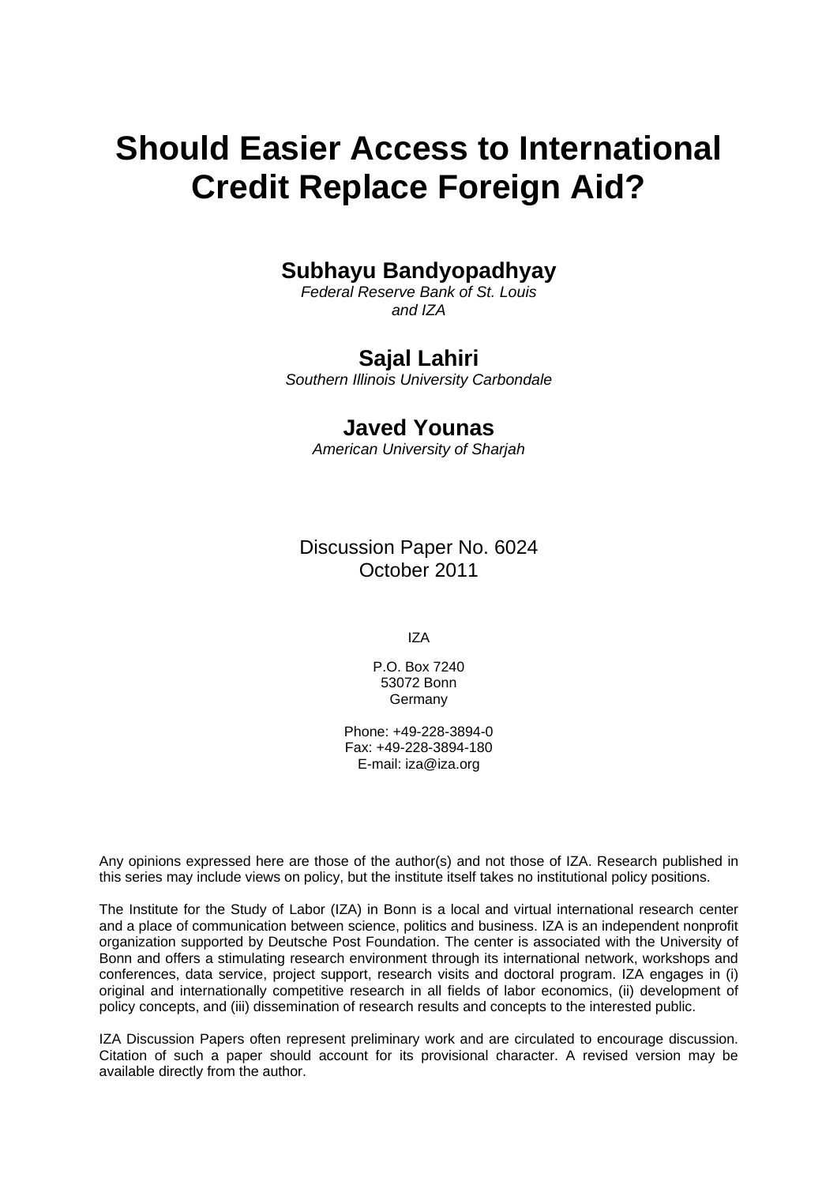# Should Easier Access to International Credit Replace Foreign Aid?

**Subhayu Bandyopadhyay**

*Federal Reserve Bank of St. Louis and IZA*

**Sajal Lahiri**

*Southern Illinois University Carbondale*

**Javed Younas**

*American University of Sharjah*

Discussion Paper No. 6024
October 2011

IZA

P.O. Box 7240
53072 Bonn
Germany

Phone: +49-228-3894-0
Fax: +49-228-3894-180
E-mail: iza@iza.org

Any opinions expressed here are those of the author(s) and not those of IZA. Research published in this series may include views on policy, but the institute itself takes no institutional policy positions.

The Institute for the Study of Labor (IZA) in Bonn is a local and virtual international research center and a place of communication between science, politics and business. IZA is an independent nonprofit organization supported by Deutsche Post Foundation. The center is associated with the University of Bonn and offers a stimulating research environment through its international network, workshops and conferences, data service, project support, research visits and doctoral program. IZA engages in (i) original and internationally competitive research in all fields of labor economics, (ii) development of policy concepts, and (iii) dissemination of research results and concepts to the interested public.

IZA Discussion Papers often represent preliminary work and are circulated to encourage discussion. Citation of such a paper should account for its provisional character. A revised version may be available directly from the author.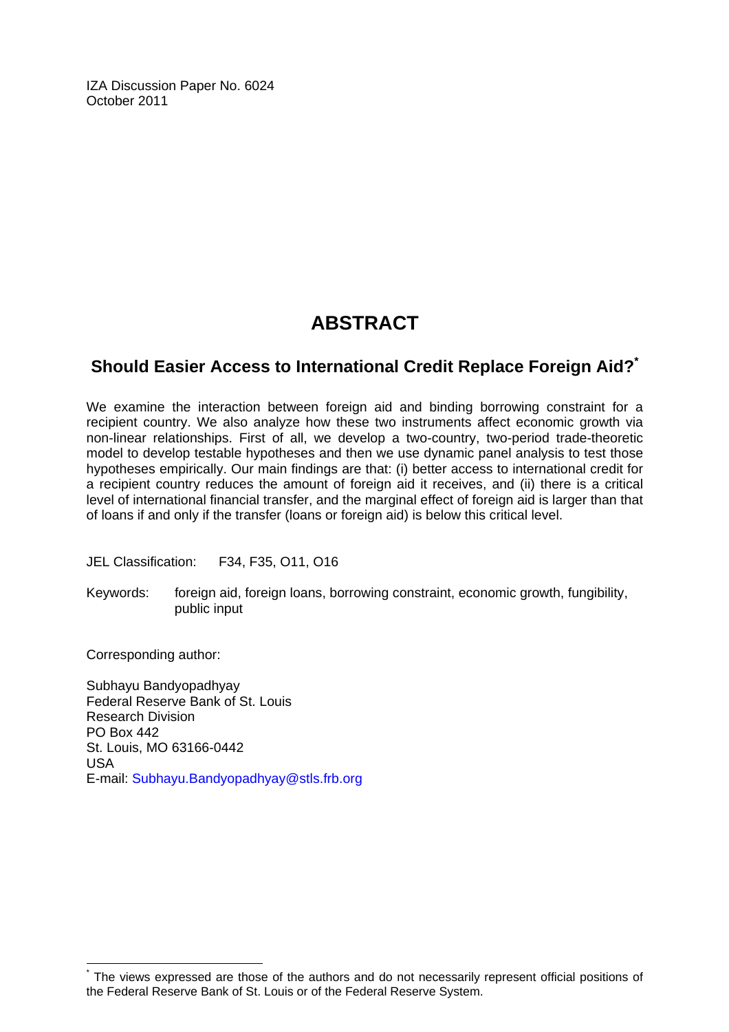IZA Discussion Paper No. 6024
October 2011

# ABSTRACT

## Should Easier Access to International Credit Replace Foreign Aid?*

We examine the interaction between foreign aid and binding borrowing constraint for a recipient country. We also analyze how these two instruments affect economic growth via non-linear relationships. First of all, we develop a two-country, two-period trade-theoretic model to develop testable hypotheses and then we use dynamic panel analysis to test those hypotheses empirically. Our main findings are that: (i) better access to international credit for a recipient country reduces the amount of foreign aid it receives, and (ii) there is a critical level of international financial transfer, and the marginal effect of foreign aid is larger than that of loans if and only if the transfer (loans or foreign aid) is below this critical level.

JEL Classification: F34, F35, O11, O16

Keywords: foreign aid, foreign loans, borrowing constraint, economic growth, fungibility, public input

Corresponding author:

Subhayu Bandyopadhyay
Federal Reserve Bank of St. Louis
Research Division
PO Box 442
St. Louis, MO 63166-0442
USA
E-mail: Subhayu.Bandyopadhyay@stls.frb.org

* The views expressed are those of the authors and do not necessarily represent official positions of the Federal Reserve Bank of St. Louis or of the Federal Reserve System.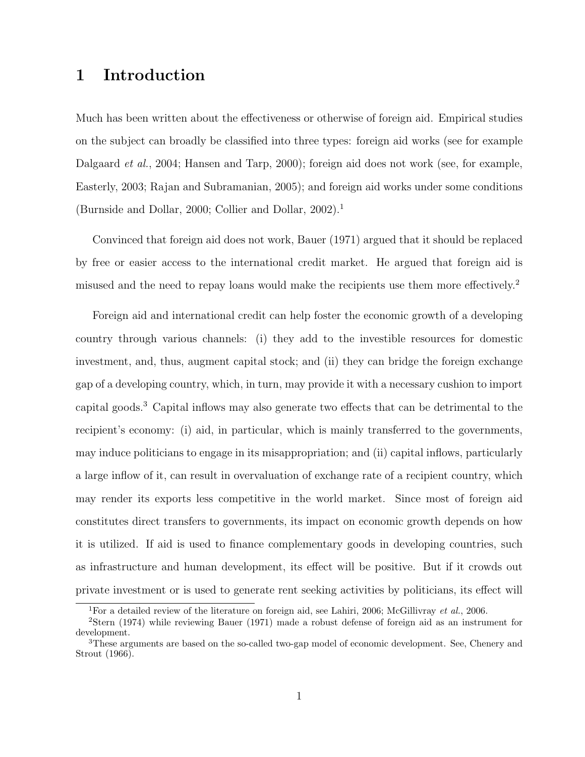# 1 Introduction

Much has been written about the effectiveness or otherwise of foreign aid. Empirical studies on the subject can broadly be classified into three types: foreign aid works (see for example Dalgaard *et al.*, 2004; Hansen and Tarp, 2000); foreign aid does not work (see, for example, Easterly, 2003; Rajan and Subramanian, 2005); and foreign aid works under some conditions (Burnside and Dollar, 2000; Collier and Dollar, 2002).[1]

Convinced that foreign aid does not work, Bauer (1971) argued that it should be replaced by free or easier access to the international credit market. He argued that foreign aid is misused and the need to repay loans would make the recipients use them more effectively.[2]

Foreign aid and international credit can help foster the economic growth of a developing country through various channels: (i) they add to the investible resources for domestic investment, and, thus, augment capital stock; and (ii) they can bridge the foreign exchange gap of a developing country, which, in turn, may provide it with a necessary cushion to import capital goods.[3] Capital inflows may also generate two effects that can be detrimental to the recipient's economy: (i) aid, in particular, which is mainly transferred to the governments, may induce politicians to engage in its misappropriation; and (ii) capital inflows, particularly a large inflow of it, can result in overvaluation of exchange rate of a recipient country, which may render its exports less competitive in the world market. Since most of foreign aid constitutes direct transfers to governments, its impact on economic growth depends on how it is utilized. If aid is used to finance complementary goods in developing countries, such as infrastructure and human development, its effect will be positive. But if it crowds out private investment or is used to generate rent seeking activities by politicians, its effect will

[1] For a detailed review of the literature on foreign aid, see Lahiri, 2006; McGillivray *et al.*, 2006.

[2] Stern (1974) while reviewing Bauer (1971) made a robust defense of foreign aid as an instrument for development.

[3] These arguments are based on the so-called two-gap model of economic development. See, Chenery and Strout (1966).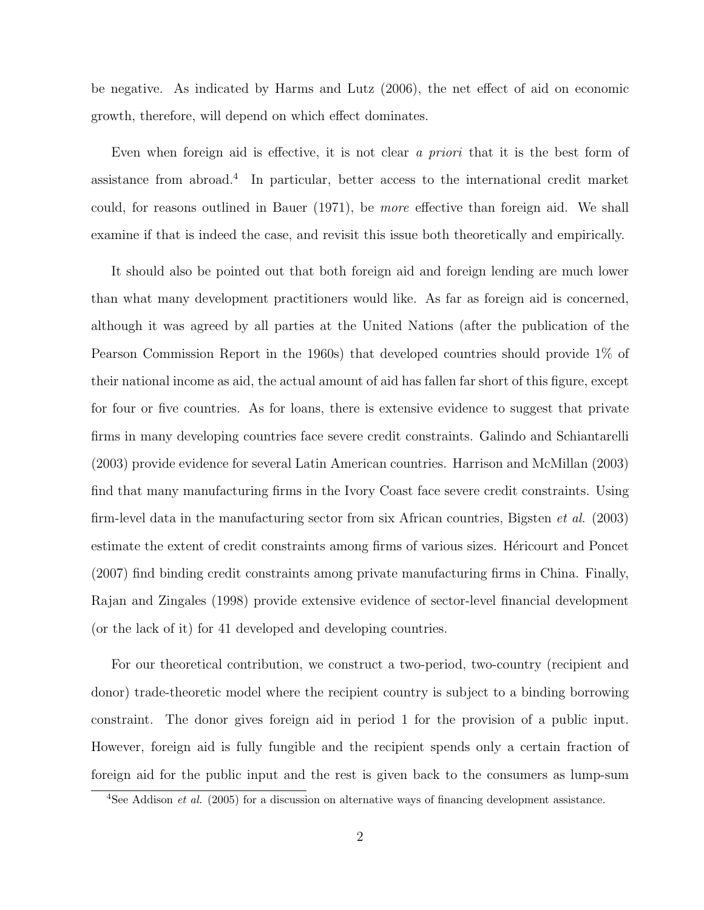be negative. As indicated by Harms and Lutz (2006), the net effect of aid on economic growth, therefore, will depend on which effect dominates.

Even when foreign aid is effective, it is not clear *a priori* that it is the best form of assistance from abroad.[4] In particular, better access to the international credit market could, for reasons outlined in Bauer (1971), be *more* effective than foreign aid. We shall examine if that is indeed the case, and revisit this issue both theoretically and empirically.

It should also be pointed out that both foreign aid and foreign lending are much lower than what many development practitioners would like. As far as foreign aid is concerned, although it was agreed by all parties at the United Nations (after the publication of the Pearson Commission Report in the 1960s) that developed countries should provide 1% of their national income as aid, the actual amount of aid has fallen far short of this figure, except for four or five countries. As for loans, there is extensive evidence to suggest that private firms in many developing countries face severe credit constraints. Galindo and Schiantarelli (2003) provide evidence for several Latin American countries. Harrison and McMillan (2003) find that many manufacturing firms in the Ivory Coast face severe credit constraints. Using firm-level data in the manufacturing sector from six African countries, Bigsten *et al.* (2003) estimate the extent of credit constraints among firms of various sizes. Héricourt and Poncet (2007) find binding credit constraints among private manufacturing firms in China. Finally, Rajan and Zingales (1998) provide extensive evidence of sector-level financial development (or the lack of it) for 41 developed and developing countries.

For our theoretical contribution, we construct a two-period, two-country (recipient and donor) trade-theoretic model where the recipient country is subject to a binding borrowing constraint. The donor gives foreign aid in period 1 for the provision of a public input. However, foreign aid is fully fungible and the recipient spends only a certain fraction of foreign aid for the public input and the rest is given back to the consumers as lump-sum

[4] See Addison *et al.* (2005) for a discussion on alternative ways of financing development assistance.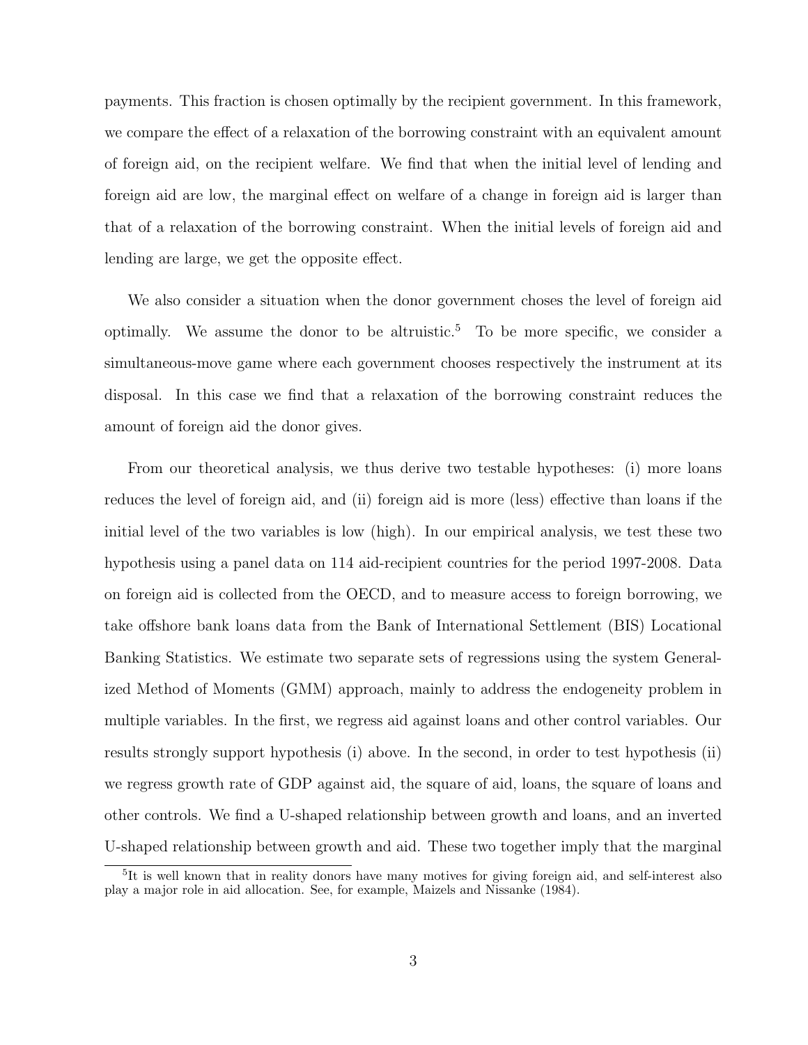payments. This fraction is chosen optimally by the recipient government. In this framework, we compare the effect of a relaxation of the borrowing constraint with an equivalent amount of foreign aid, on the recipient welfare. We find that when the initial level of lending and foreign aid are low, the marginal effect on welfare of a change in foreign aid is larger than that of a relaxation of the borrowing constraint. When the initial levels of foreign aid and lending are large, we get the opposite effect.

We also consider a situation when the donor government choses the level of foreign aid optimally. We assume the donor to be altruistic.[5] To be more specific, we consider a simultaneous-move game where each government chooses respectively the instrument at its disposal. In this case we find that a relaxation of the borrowing constraint reduces the amount of foreign aid the donor gives.

From our theoretical analysis, we thus derive two testable hypotheses: (i) more loans reduces the level of foreign aid, and (ii) foreign aid is more (less) effective than loans if the initial level of the two variables is low (high). In our empirical analysis, we test these two hypothesis using a panel data on 114 aid-recipient countries for the period 1997-2008. Data on foreign aid is collected from the OECD, and to measure access to foreign borrowing, we take offshore bank loans data from the Bank of International Settlement (BIS) Locational Banking Statistics. We estimate two separate sets of regressions using the system Generalized Method of Moments (GMM) approach, mainly to address the endogeneity problem in multiple variables. In the first, we regress aid against loans and other control variables. Our results strongly support hypothesis (i) above. In the second, in order to test hypothesis (ii) we regress growth rate of GDP against aid, the square of aid, loans, the square of loans and other controls. We find a U-shaped relationship between growth and loans, and an inverted U-shaped relationship between growth and aid. These two together imply that the marginal

[5] It is well known that in reality donors have many motives for giving foreign aid, and self-interest also play a major role in aid allocation. See, for example, Maizels and Nissanke (1984).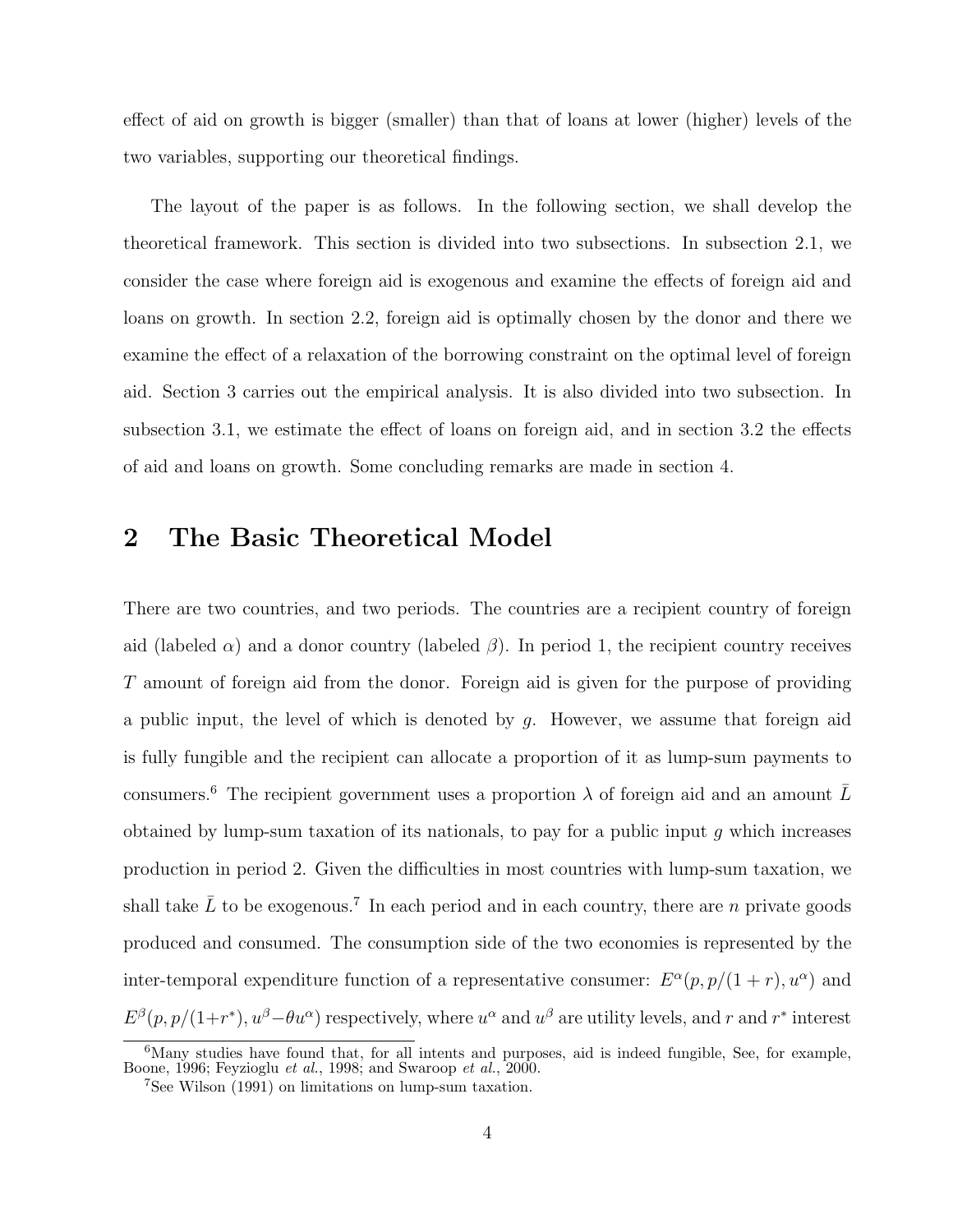effect of aid on growth is bigger (smaller) than that of loans at lower (higher) levels of the two variables, supporting our theoretical findings.

The layout of the paper is as follows. In the following section, we shall develop the theoretical framework. This section is divided into two subsections. In subsection 2.1, we consider the case where foreign aid is exogenous and examine the effects of foreign aid and loans on growth. In section 2.2, foreign aid is optimally chosen by the donor and there we examine the effect of a relaxation of the borrowing constraint on the optimal level of foreign aid. Section 3 carries out the empirical analysis. It is also divided into two subsection. In subsection 3.1, we estimate the effect of loans on foreign aid, and in section 3.2 the effects of aid and loans on growth. Some concluding remarks are made in section 4.

## 2 The Basic Theoretical Model

There are two countries, and two periods. The countries are a recipient country of foreign aid (labeled $\alpha$) and a donor country (labeled $\beta$). In period 1, the recipient country receives $T$ amount of foreign aid from the donor. Foreign aid is given for the purpose of providing a public input, the level of which is denoted by $g$. However, we assume that foreign aid is fully fungible and the recipient can allocate a proportion of it as lump-sum payments to consumers.[6] The recipient government uses a proportion $\lambda$ of foreign aid and an amount $\bar{L}$ obtained by lump-sum taxation of its nationals, to pay for a public input $g$ which increases production in period 2. Given the difficulties in most countries with lump-sum taxation, we shall take $\bar{L}$ to be exogenous.[7] In each period and in each country, there are $n$ private goods produced and consumed. The consumption side of the two economies is represented by the inter-temporal expenditure function of a representative consumer: $E^{\alpha}(p, p/(1+r), u^{\alpha})$ and $E^{\beta}(p, p/(1+r^{*}), u^{\beta} - \theta u^{\alpha})$ respectively, where $u^{\alpha}$ and $u^{\beta}$ are utility levels, and $r$ and $r^{*}$ interest

[6] Many studies have found that, for all intents and purposes, aid is indeed fungible, See, for example, Boone, 1996; Feyzioglu *et al.*, 1998; and Swaroop *et al.*, 2000.

[7] See Wilson (1991) on limitations on lump-sum taxation.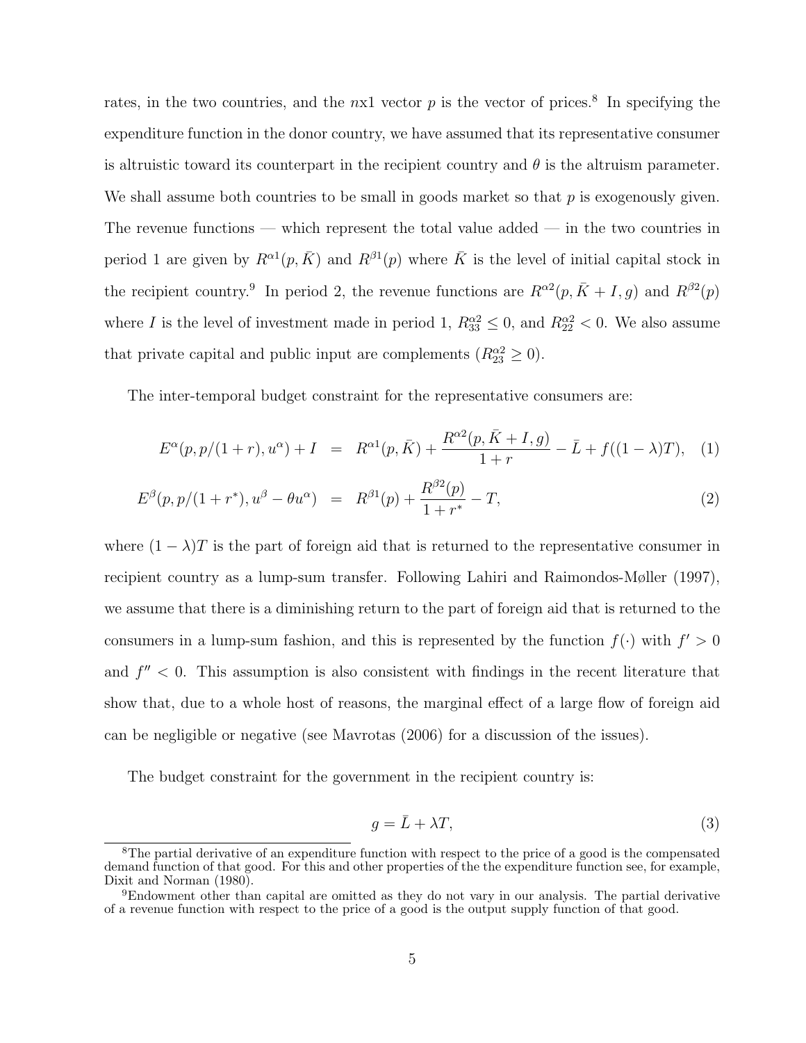rates, in the two countries, and the $n$x1 vector $p$ is the vector of prices.[8] In specifying the expenditure function in the donor country, we have assumed that its representative consumer is altruistic toward its counterpart in the recipient country and $\theta$ is the altruism parameter. We shall assume both countries to be small in goods market so that $p$ is exogenously given. The revenue functions — which represent the total value added — in the two countries in period 1 are given by $R^{\alpha 1}(p, \bar{K})$ and $R^{\beta 1}(p)$ where $\bar{K}$ is the level of initial capital stock in the recipient country.[9] In period 2, the revenue functions are $R^{\alpha 2}(p, \bar{K} + I, g)$ and $R^{\beta 2}(p)$ where $I$ is the level of investment made in period 1, $R^{\alpha 2}_{33} \leq 0$, and $R^{\alpha 2}_{22} < 0$. We also assume that private capital and public input are complements ($R^{\alpha 2}_{23} \geq 0$).

The inter-temporal budget constraint for the representative consumers are:

$$E^{\alpha}(p, p/(1+r), u^{\alpha}) + I = R^{\alpha 1}(p, \bar{K}) + \frac{R^{\alpha 2}(p, \bar{K} + I, g)}{1+r} - \bar{L} + f((1-\lambda)T), \quad (1)$$

$$E^{\beta}(p, p/(1+r^*), u^{\beta} - \theta u^{\alpha}) = R^{\beta 1}(p) + \frac{R^{\beta 2}(p)}{1+r^*} - T, \quad (2)$$

where $(1-\lambda)T$ is the part of foreign aid that is returned to the representative consumer in recipient country as a lump-sum transfer. Following Lahiri and Raimondos-Møller (1997), we assume that there is a diminishing return to the part of foreign aid that is returned to the consumers in a lump-sum fashion, and this is represented by the function $f(\cdot)$ with $f' > 0$ and $f'' < 0$. This assumption is also consistent with findings in the recent literature that show that, due to a whole host of reasons, the marginal effect of a large flow of foreign aid can be negligible or negative (see Mavrotas (2006) for a discussion of the issues).

The budget constraint for the government in the recipient country is:

$$g = \bar{L} + \lambda T, \quad (3)$$

[8] The partial derivative of an expenditure function with respect to the price of a good is the compensated demand function of that good. For this and other properties of the the expenditure function see, for example, Dixit and Norman (1980).

[9] Endowment other than capital are omitted as they do not vary in our analysis. The partial derivative of a revenue function with respect to the price of a good is the output supply function of that good.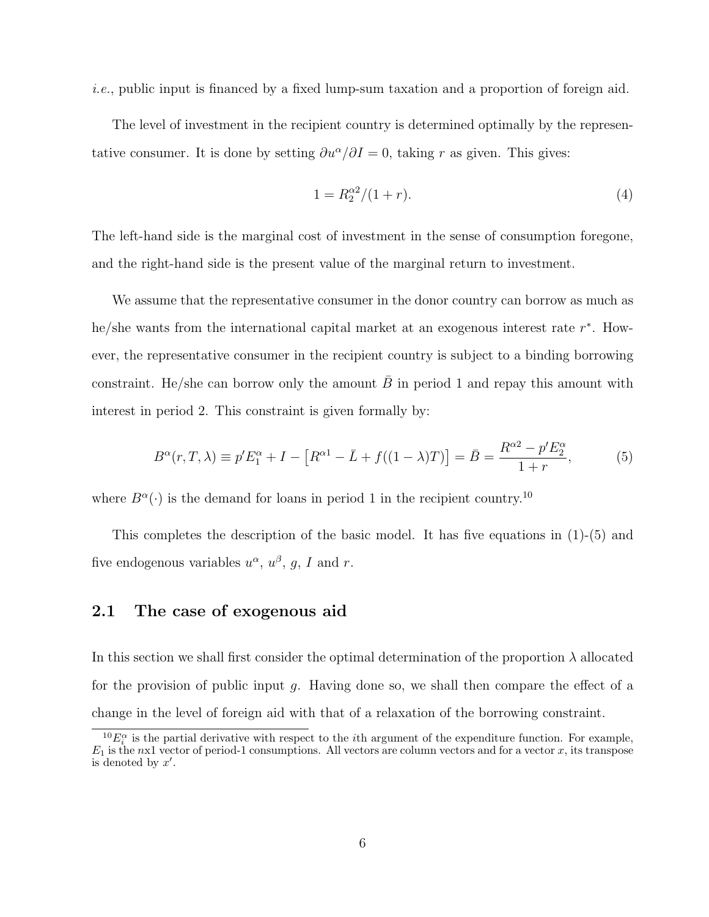*i.e.*, public input is financed by a fixed lump-sum taxation and a proportion of foreign aid.

The level of investment in the recipient country is determined optimally by the representative consumer. It is done by setting $\partial u^{\alpha}/\partial I = 0$, taking $r$ as given. This gives:

$$1 = R_2^{\alpha 2}/(1+r). \tag{4}$$

The left-hand side is the marginal cost of investment in the sense of consumption foregone, and the right-hand side is the present value of the marginal return to investment.

We assume that the representative consumer in the donor country can borrow as much as he/she wants from the international capital market at an exogenous interest rate $r^{*}$. However, the representative consumer in the recipient country is subject to a binding borrowing constraint. He/she can borrow only the amount $\bar{B}$ in period 1 and repay this amount with interest in period 2. This constraint is given formally by:

$$B^{\alpha}(r, T, \lambda) \equiv p' E_1^{\alpha} + I - \left[R^{\alpha 1} - \bar{L} + f((1-\lambda)T)\right] = \bar{B} = \frac{R^{\alpha 2} - p' E_2^{\alpha}}{1+r}, \tag{5}$$

where $B^{\alpha}(\cdot)$ is the demand for loans in period 1 in the recipient country.[10]

This completes the description of the basic model. It has five equations in (1)-(5) and five endogenous variables $u^{\alpha}$, $u^{\beta}$, $g$, $I$ and $r$.

## 2.1 The case of exogenous aid

In this section we shall first consider the optimal determination of the proportion $\lambda$ allocated for the provision of public input $g$. Having done so, we shall then compare the effect of a change in the level of foreign aid with that of a relaxation of the borrowing constraint.

[10] $E_i^{\alpha}$ is the partial derivative with respect to the $i$th argument of the expenditure function. For example, $E_1$ is the $n$x1 vector of period-1 consumptions. All vectors are column vectors and for a vector $x$, its transpose is denoted by $x'$.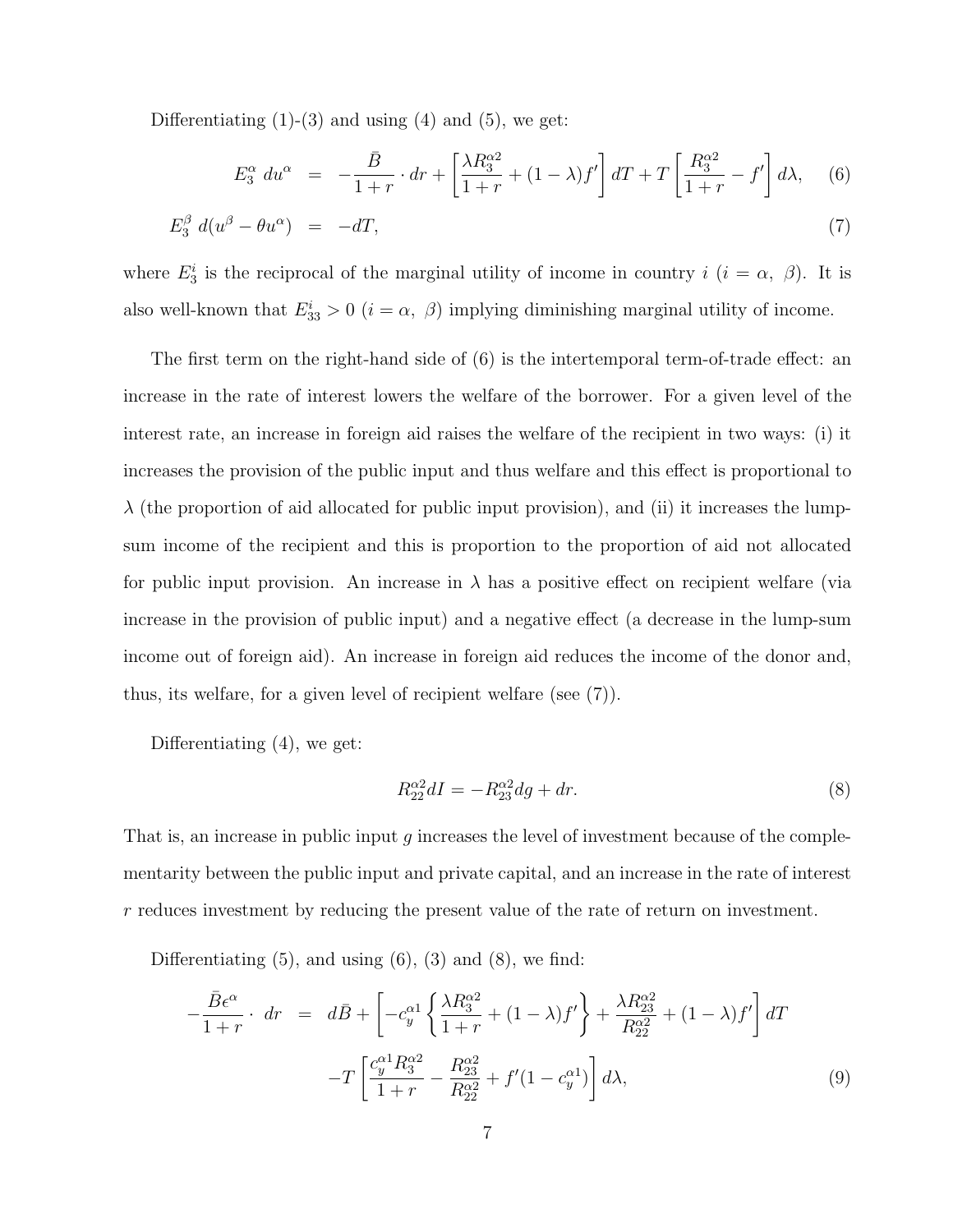Differentiating (1)-(3) and using (4) and (5), we get:

$$E_3^\alpha \; du^\alpha \;\; = \;\; -\frac{\bar{B}}{1+r} \cdot dr + \left[\frac{\lambda R_3^{\alpha 2}}{1+r} + (1-\lambda) f'\right] dT + T\left[\frac{R_3^{\alpha 2}}{1+r} - f'\right] d\lambda, \quad (6)$$

$$E_3^\beta \; d(u^\beta - \theta u^\alpha) \;\; = \;\; -dT, \quad (7)$$

where $E_3^i$ is the reciprocal of the marginal utility of income in country $i$ ($i = \alpha,\ \beta$). It is also well-known that $E_{33}^i > 0$ ($i = \alpha,\ \beta$) implying diminishing marginal utility of income.

The first term on the right-hand side of (6) is the intertemporal term-of-trade effect: an increase in the rate of interest lowers the welfare of the borrower. For a given level of the interest rate, an increase in foreign aid raises the welfare of the recipient in two ways: (i) it increases the provision of the public input and thus welfare and this effect is proportional to $\lambda$ (the proportion of aid allocated for public input provision), and (ii) it increases the lump-sum income of the recipient and this is proportion to the proportion of aid not allocated for public input provision. An increase in $\lambda$ has a positive effect on recipient welfare (via increase in the provision of public input) and a negative effect (a decrease in the lump-sum income out of foreign aid). An increase in foreign aid reduces the income of the donor and, thus, its welfare, for a given level of recipient welfare (see (7)).

Differentiating (4), we get:

$$R_{22}^{\alpha 2} dI = -R_{23}^{\alpha 2} dg + dr. \quad (8)$$

That is, an increase in public input $g$ increases the level of investment because of the complementarity between the public input and private capital, and an increase in the rate of interest $r$ reduces investment by reducing the present value of the rate of return on investment.

Differentiating (5), and using (6), (3) and (8), we find:

$$-\frac{\bar{B}\epsilon^\alpha}{1+r} \cdot \; dr \;\; = \;\; d\bar{B} + \left[-c_y^{\alpha 1}\left\{\frac{\lambda R_3^{\alpha 2}}{1+r} + (1-\lambda) f'\right\} + \frac{\lambda R_{23}^{\alpha 2}}{R_{22}^{\alpha 2}} + (1-\lambda) f'\right] dT$$
$$-T\left[\frac{c_y^{\alpha 1} R_3^{\alpha 2}}{1+r} - \frac{R_{23}^{\alpha 2}}{R_{22}^{\alpha 2}} + f'(1 - c_y^{\alpha 1})\right] d\lambda, \quad (9)$$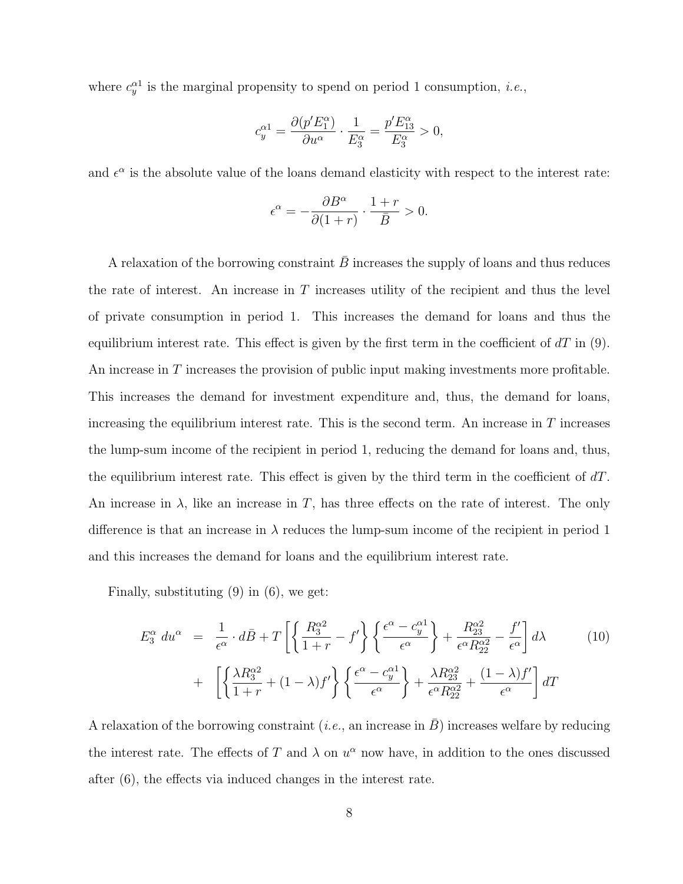where $c_y^{\alpha 1}$ is the marginal propensity to spend on period 1 consumption, *i.e.*,

$$c_y^{\alpha 1} = \frac{\partial (p' E_1^\alpha)}{\partial u^\alpha} \cdot \frac{1}{E_3^\alpha} = \frac{p' E_{13}^\alpha}{E_3^\alpha} > 0,$$

and $\epsilon^\alpha$ is the absolute value of the loans demand elasticity with respect to the interest rate:

$$\epsilon^\alpha = -\frac{\partial B^\alpha}{\partial (1+r)} \cdot \frac{1+r}{\bar{B}} > 0.$$

A relaxation of the borrowing constraint $\bar{B}$ increases the supply of loans and thus reduces the rate of interest. An increase in $T$ increases utility of the recipient and thus the level of private consumption in period 1. This increases the demand for loans and thus the equilibrium interest rate. This effect is given by the first term in the coefficient of $dT$ in (9). An increase in $T$ increases the provision of public input making investments more profitable. This increases the demand for investment expenditure and, thus, the demand for loans, increasing the equilibrium interest rate. This is the second term. An increase in $T$ increases the lump-sum income of the recipient in period 1, reducing the demand for loans and, thus, the equilibrium interest rate. This effect is given by the third term in the coefficient of $dT$. An increase in $\lambda$, like an increase in $T$, has three effects on the rate of interest. The only difference is that an increase in $\lambda$ reduces the lump-sum income of the recipient in period 1 and this increases the demand for loans and the equilibrium interest rate.

Finally, substituting (9) in (6), we get:

$$\begin{aligned} E_3^\alpha \, du^\alpha &= \frac{1}{\epsilon^\alpha} \cdot d\bar{B} + T\left[ \left\{ \frac{R_3^{\alpha 2}}{1+r} - f' \right\} \left\{ \frac{\epsilon^\alpha - c_y^{\alpha 1}}{\epsilon^\alpha} \right\} + \frac{R_{23}^{\alpha 2}}{\epsilon^\alpha R_{22}^{\alpha 2}} - \frac{f'}{\epsilon^\alpha} \right] d\lambda \\ &+ \left[ \left\{ \frac{\lambda R_3^{\alpha 2}}{1+r} + (1-\lambda) f' \right\} \left\{ \frac{\epsilon^\alpha - c_y^{\alpha 1}}{\epsilon^\alpha} \right\} + \frac{\lambda R_{23}^{\alpha 2}}{\epsilon^\alpha R_{22}^{\alpha 2}} + \frac{(1-\lambda) f'}{\epsilon^\alpha} \right] dT \end{aligned} \tag{10}$$

A relaxation of the borrowing constraint (*i.e.*, an increase in $\bar{B}$) increases welfare by reducing the interest rate. The effects of $T$ and $\lambda$ on $u^\alpha$ now have, in addition to the ones discussed after (6), the effects via induced changes in the interest rate.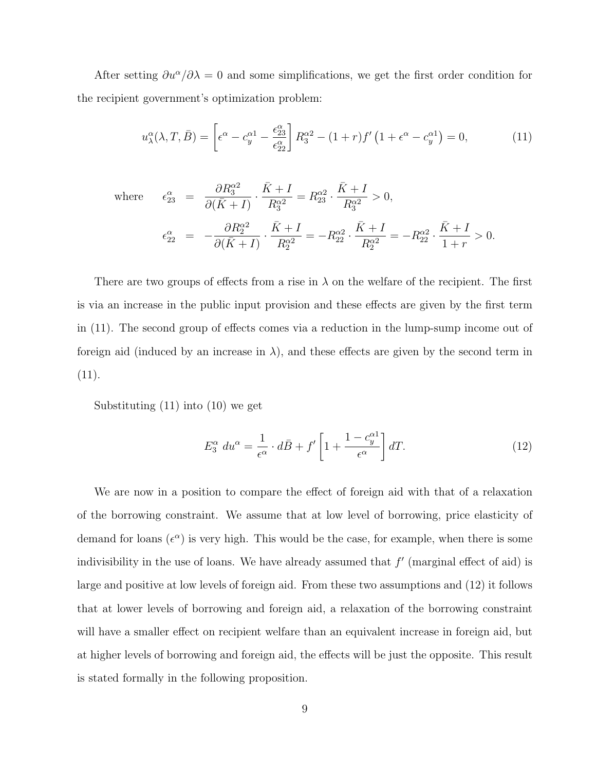After setting $\partial u^{\alpha}/\partial \lambda = 0$ and some simplifications, we get the first order condition for the recipient government's optimization problem:

$$u_{\lambda}^{\alpha}(\lambda, T, \bar{B}) = \left[\epsilon^{\alpha} - c_y^{\alpha 1} - \frac{\epsilon_{23}^{\alpha}}{\epsilon_{22}^{\alpha}}\right] R_3^{\alpha 2} - (1+r) f' \left(1 + \epsilon^{\alpha} - c_y^{\alpha 1}\right) = 0, \tag{11}$$

$$\text{where} \quad \epsilon_{23}^{\alpha} = \frac{\partial R_3^{\alpha 2}}{\partial(\bar{K}+I)} \cdot \frac{\bar{K}+I}{R_3^{\alpha 2}} = R_{23}^{\alpha 2} \cdot \frac{\bar{K}+I}{R_3^{\alpha 2}} > 0,$$

$$\epsilon_{22}^{\alpha} = -\frac{\partial R_2^{\alpha 2}}{\partial(\bar{K}+I)} \cdot \frac{\bar{K}+I}{R_2^{\alpha 2}} = -R_{22}^{\alpha 2} \cdot \frac{\bar{K}+I}{R_2^{\alpha 2}} = -R_{22}^{\alpha 2} \cdot \frac{\bar{K}+I}{1+r} > 0.$$

There are two groups of effects from a rise in $\lambda$ on the welfare of the recipient. The first is via an increase in the public input provision and these effects are given by the first term in (11). The second group of effects comes via a reduction in the lump-sump income out of foreign aid (induced by an increase in $\lambda$), and these effects are given by the second term in (11).

Substituting (11) into (10) we get

$$E_3^{\alpha} \, du^{\alpha} = \frac{1}{\epsilon^{\alpha}} \cdot d\bar{B} + f' \left[1 + \frac{1 - c_y^{\alpha 1}}{\epsilon^{\alpha}}\right] dT. \tag{12}$$

We are now in a position to compare the effect of foreign aid with that of a relaxation of the borrowing constraint. We assume that at low level of borrowing, price elasticity of demand for loans ($\epsilon^{\alpha}$) is very high. This would be the case, for example, when there is some indivisibility in the use of loans. We have already assumed that $f'$ (marginal effect of aid) is large and positive at low levels of foreign aid. From these two assumptions and (12) it follows that at lower levels of borrowing and foreign aid, a relaxation of the borrowing constraint will have a smaller effect on recipient welfare than an equivalent increase in foreign aid, but at higher levels of borrowing and foreign aid, the effects will be just the opposite. This result is stated formally in the following proposition.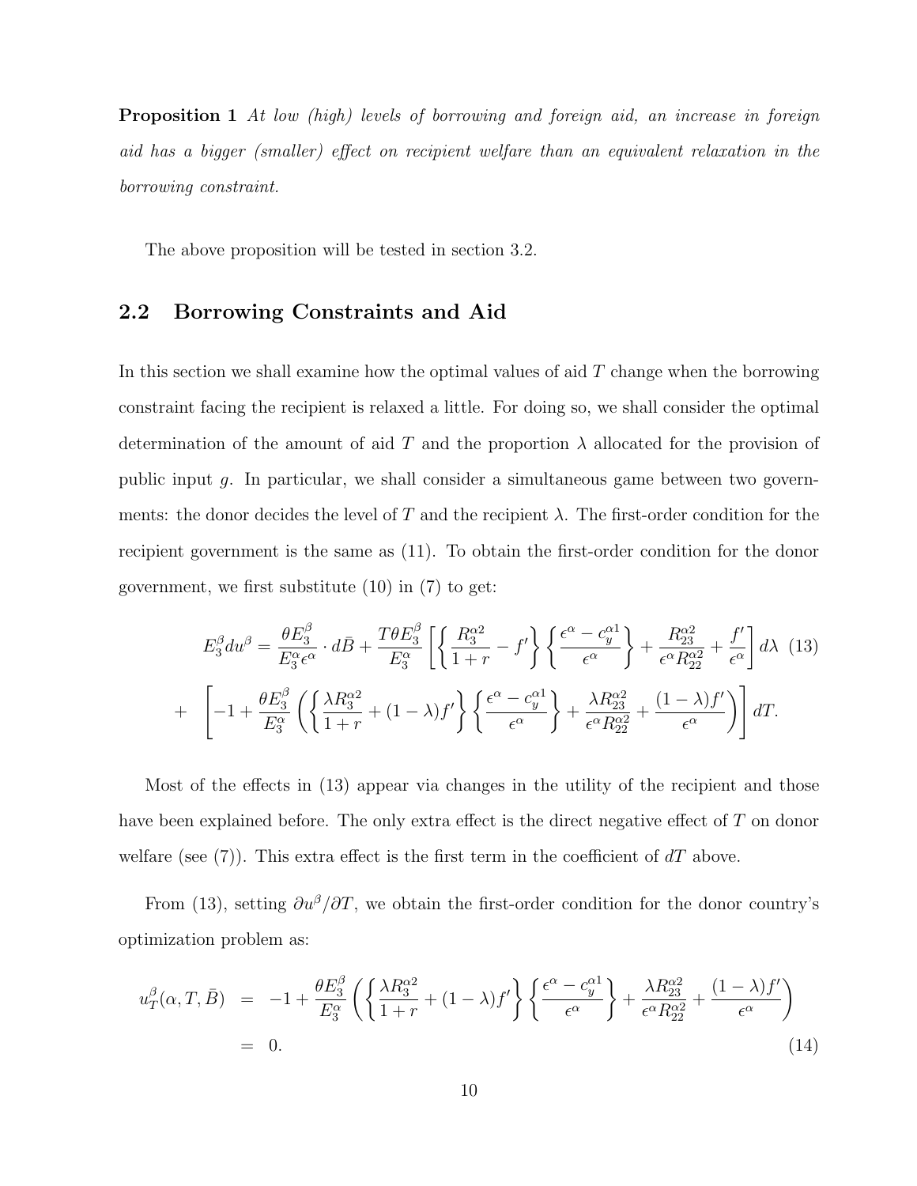**Proposition 1** *At low (high) levels of borrowing and foreign aid, an increase in foreign aid has a bigger (smaller) effect on recipient welfare than an equivalent relaxation in the borrowing constraint.*

The above proposition will be tested in section 3.2.

## 2.2 Borrowing Constraints and Aid

In this section we shall examine how the optimal values of aid $T$ change when the borrowing constraint facing the recipient is relaxed a little. For doing so, we shall consider the optimal determination of the amount of aid $T$ and the proportion $\lambda$ allocated for the provision of public input $g$. In particular, we shall consider a simultaneous game between two governments: the donor decides the level of $T$ and the recipient $\lambda$. The first-order condition for the recipient government is the same as (11). To obtain the first-order condition for the donor government, we first substitute (10) in (7) to get:

$$E_3^\beta du^\beta = \frac{\theta E_3^\beta}{E_3^\alpha \epsilon^\alpha} \cdot d\bar{B} + \frac{T\theta E_3^\beta}{E_3^\alpha} \left[ \left\{ \frac{R_3^{\alpha 2}}{1+r} - f' \right\} \left\{ \frac{\epsilon^\alpha - c_y^{\alpha 1}}{\epsilon^\alpha} \right\} + \frac{R_{23}^{\alpha 2}}{\epsilon^\alpha R_{22}^{\alpha 2}} + \frac{f'}{\epsilon^\alpha} \right] d\lambda \quad (13)$$

$$+ \quad \left[ -1 + \frac{\theta E_3^\beta}{E_3^\alpha} \left( \left\{ \frac{\lambda R_3^{\alpha 2}}{1+r} + (1-\lambda) f' \right\} \left\{ \frac{\epsilon^\alpha - c_y^{\alpha 1}}{\epsilon^\alpha} \right\} + \frac{\lambda R_{23}^{\alpha 2}}{\epsilon^\alpha R_{22}^{\alpha 2}} + \frac{(1-\lambda) f'}{\epsilon^\alpha} \right) \right] dT.$$

Most of the effects in (13) appear via changes in the utility of the recipient and those have been explained before. The only extra effect is the direct negative effect of $T$ on donor welfare (see (7)). This extra effect is the first term in the coefficient of $dT$ above.

From (13), setting $\partial u^\beta / \partial T$, we obtain the first-order condition for the donor country's optimization problem as:

$$\begin{aligned} u_T^\beta(\alpha, T, \bar{B}) &= -1 + \frac{\theta E_3^\beta}{E_3^\alpha} \left( \left\{ \frac{\lambda R_3^{\alpha 2}}{1+r} + (1-\lambda) f' \right\} \left\{ \frac{\epsilon^\alpha - c_y^{\alpha 1}}{\epsilon^\alpha} \right\} + \frac{\lambda R_{23}^{\alpha 2}}{\epsilon^\alpha R_{22}^{\alpha 2}} + \frac{(1-\lambda) f'}{\epsilon^\alpha} \right) \\ &= 0. \end{aligned} \quad (14)$$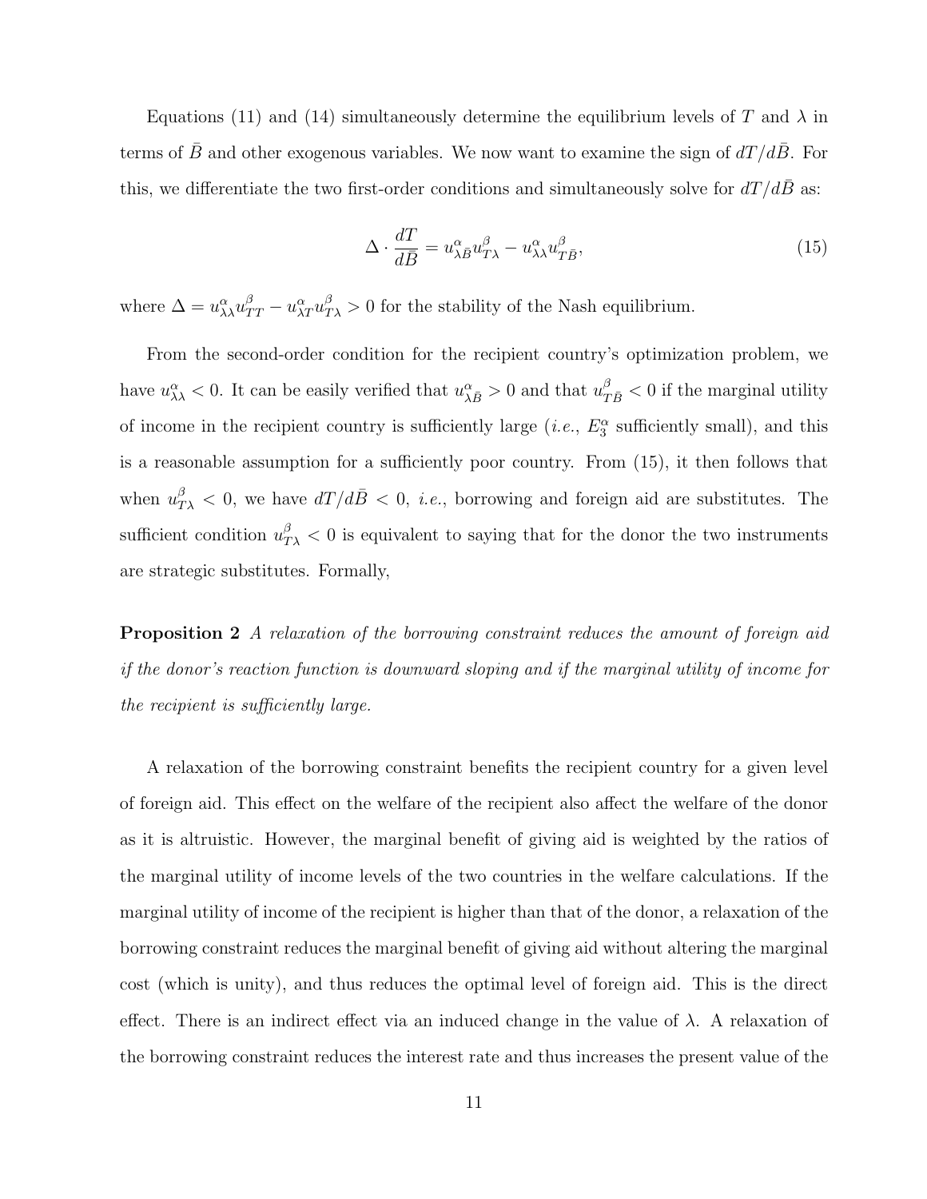Equations (11) and (14) simultaneously determine the equilibrium levels of $T$ and $\lambda$ in terms of $\bar{B}$ and other exogenous variables. We now want to examine the sign of $dT/d\bar{B}$. For this, we differentiate the two first-order conditions and simultaneously solve for $dT/d\bar{B}$ as:

$$\Delta \cdot \frac{dT}{d\bar{B}} = u^{\alpha}_{\lambda\bar{B}} u^{\beta}_{T\lambda} - u^{\alpha}_{\lambda\lambda} u^{\beta}_{T\bar{B}}, \tag{15}$$

where $\Delta = u^{\alpha}_{\lambda\lambda} u^{\beta}_{TT} - u^{\alpha}_{\lambda T} u^{\beta}_{T\lambda} > 0$ for the stability of the Nash equilibrium.

From the second-order condition for the recipient country's optimization problem, we have $u^{\alpha}_{\lambda\lambda} < 0$. It can be easily verified that $u^{\alpha}_{\lambda\bar{B}} > 0$ and that $u^{\beta}_{T\bar{B}} < 0$ if the marginal utility of income in the recipient country is sufficiently large (*i.e.*, $E^{\alpha}_3$ sufficiently small), and this is a reasonable assumption for a sufficiently poor country. From (15), it then follows that when $u^{\beta}_{T\lambda} < 0$, we have $dT/d\bar{B} < 0$, *i.e.*, borrowing and foreign aid are substitutes. The sufficient condition $u^{\beta}_{T\lambda} < 0$ is equivalent to saying that for the donor the two instruments are strategic substitutes. Formally,

**Proposition 2** *A relaxation of the borrowing constraint reduces the amount of foreign aid if the donor's reaction function is downward sloping and if the marginal utility of income for the recipient is sufficiently large.*

A relaxation of the borrowing constraint benefits the recipient country for a given level of foreign aid. This effect on the welfare of the recipient also affect the welfare of the donor as it is altruistic. However, the marginal benefit of giving aid is weighted by the ratios of the marginal utility of income levels of the two countries in the welfare calculations. If the marginal utility of income of the recipient is higher than that of the donor, a relaxation of the borrowing constraint reduces the marginal benefit of giving aid without altering the marginal cost (which is unity), and thus reduces the optimal level of foreign aid. This is the direct effect. There is an indirect effect via an induced change in the value of $\lambda$. A relaxation of the borrowing constraint reduces the interest rate and thus increases the present value of the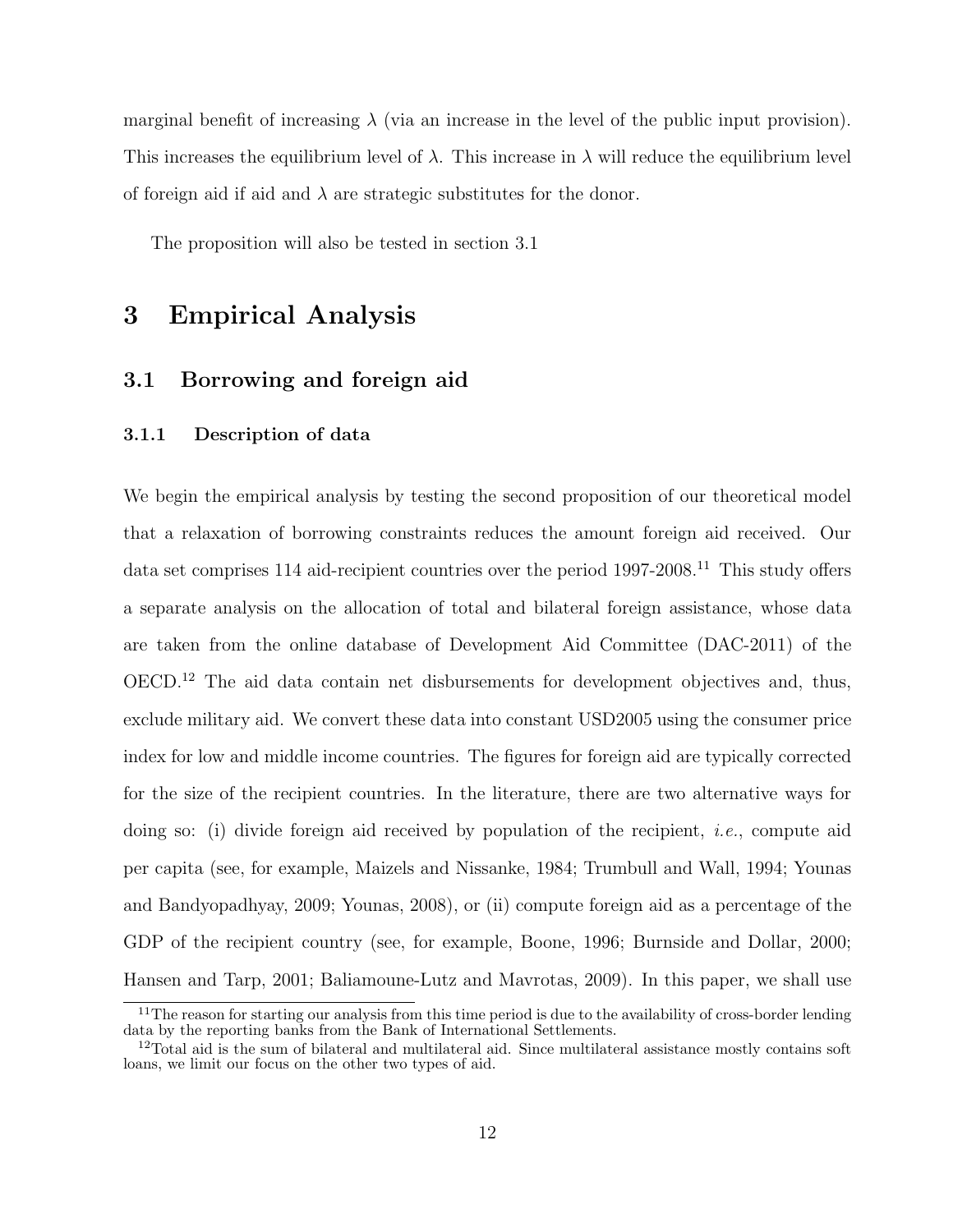marginal benefit of increasing $\lambda$ (via an increase in the level of the public input provision). This increases the equilibrium level of $\lambda$. This increase in $\lambda$ will reduce the equilibrium level of foreign aid if aid and $\lambda$ are strategic substitutes for the donor.

The proposition will also be tested in section 3.1

# 3 Empirical Analysis

## 3.1 Borrowing and foreign aid

### 3.1.1 Description of data

We begin the empirical analysis by testing the second proposition of our theoretical model that a relaxation of borrowing constraints reduces the amount foreign aid received. Our data set comprises 114 aid-recipient countries over the period 1997-2008.[11] This study offers a separate analysis on the allocation of total and bilateral foreign assistance, whose data are taken from the online database of Development Aid Committee (DAC-2011) of the OECD.[12] The aid data contain net disbursements for development objectives and, thus, exclude military aid. We convert these data into constant USD2005 using the consumer price index for low and middle income countries. The figures for foreign aid are typically corrected for the size of the recipient countries. In the literature, there are two alternative ways for doing so: (i) divide foreign aid received by population of the recipient, *i.e.*, compute aid per capita (see, for example, Maizels and Nissanke, 1984; Trumbull and Wall, 1994; Younas and Bandyopadhyay, 2009; Younas, 2008), or (ii) compute foreign aid as a percentage of the GDP of the recipient country (see, for example, Boone, 1996; Burnside and Dollar, 2000; Hansen and Tarp, 2001; Baliamoune-Lutz and Mavrotas, 2009). In this paper, we shall use

[11] The reason for starting our analysis from this time period is due to the availability of cross-border lending data by the reporting banks from the Bank of International Settlements.

[12] Total aid is the sum of bilateral and multilateral aid. Since multilateral assistance mostly contains soft loans, we limit our focus on the other two types of aid.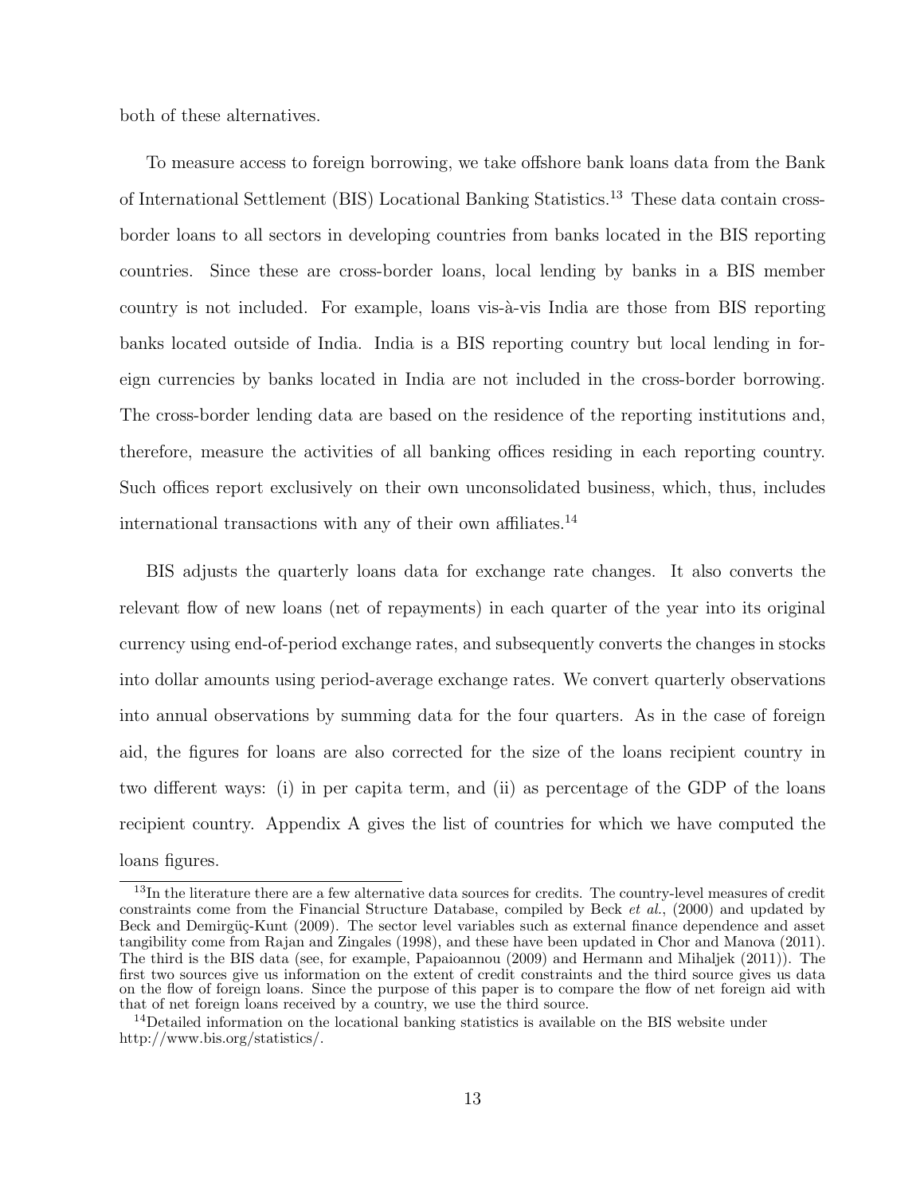both of these alternatives.

To measure access to foreign borrowing, we take offshore bank loans data from the Bank of International Settlement (BIS) Locational Banking Statistics.[13] These data contain cross-border loans to all sectors in developing countries from banks located in the BIS reporting countries. Since these are cross-border loans, local lending by banks in a BIS member country is not included. For example, loans vis-à-vis India are those from BIS reporting banks located outside of India. India is a BIS reporting country but local lending in foreign currencies by banks located in India are not included in the cross-border borrowing. The cross-border lending data are based on the residence of the reporting institutions and, therefore, measure the activities of all banking offices residing in each reporting country. Such offices report exclusively on their own unconsolidated business, which, thus, includes international transactions with any of their own affiliates.[14]

BIS adjusts the quarterly loans data for exchange rate changes. It also converts the relevant flow of new loans (net of repayments) in each quarter of the year into its original currency using end-of-period exchange rates, and subsequently converts the changes in stocks into dollar amounts using period-average exchange rates. We convert quarterly observations into annual observations by summing data for the four quarters. As in the case of foreign aid, the figures for loans are also corrected for the size of the loans recipient country in two different ways: (i) in per capita term, and (ii) as percentage of the GDP of the loans recipient country. Appendix A gives the list of countries for which we have computed the loans figures.

[13] In the literature there are a few alternative data sources for credits. The country-level measures of credit constraints come from the Financial Structure Database, compiled by Beck *et al.*, (2000) and updated by Beck and Demirgüç-Kunt (2009). The sector level variables such as external finance dependence and asset tangibility come from Rajan and Zingales (1998), and these have been updated in Chor and Manova (2011). The third is the BIS data (see, for example, Papaioannou (2009) and Hermann and Mihaljek (2011)). The first two sources give us information on the extent of credit constraints and the third source gives us data on the flow of foreign loans. Since the purpose of this paper is to compare the flow of net foreign aid with that of net foreign loans received by a country, we use the third source.

[14] Detailed information on the locational banking statistics is available on the BIS website under http://www.bis.org/statistics/.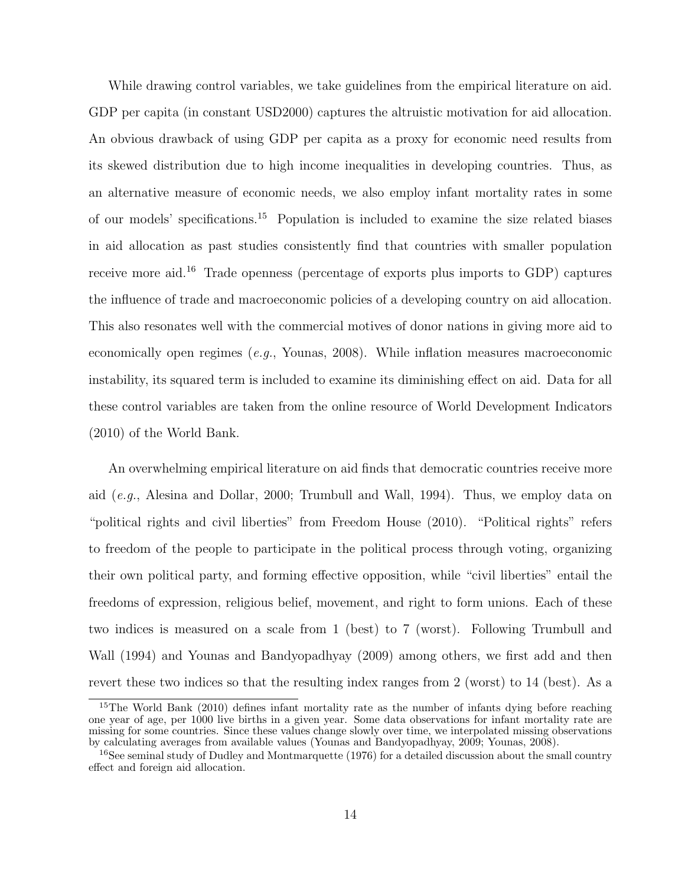While drawing control variables, we take guidelines from the empirical literature on aid. GDP per capita (in constant USD2000) captures the altruistic motivation for aid allocation. An obvious drawback of using GDP per capita as a proxy for economic need results from its skewed distribution due to high income inequalities in developing countries. Thus, as an alternative measure of economic needs, we also employ infant mortality rates in some of our models' specifications.[15] Population is included to examine the size related biases in aid allocation as past studies consistently find that countries with smaller population receive more aid.[16] Trade openness (percentage of exports plus imports to GDP) captures the influence of trade and macroeconomic policies of a developing country on aid allocation. This also resonates well with the commercial motives of donor nations in giving more aid to economically open regimes (*e.g.*, Younas, 2008). While inflation measures macroeconomic instability, its squared term is included to examine its diminishing effect on aid. Data for all these control variables are taken from the online resource of World Development Indicators (2010) of the World Bank.

An overwhelming empirical literature on aid finds that democratic countries receive more aid (*e.g.*, Alesina and Dollar, 2000; Trumbull and Wall, 1994). Thus, we employ data on "political rights and civil liberties" from Freedom House (2010). "Political rights" refers to freedom of the people to participate in the political process through voting, organizing their own political party, and forming effective opposition, while "civil liberties" entail the freedoms of expression, religious belief, movement, and right to form unions. Each of these two indices is measured on a scale from 1 (best) to 7 (worst). Following Trumbull and Wall (1994) and Younas and Bandyopadhyay (2009) among others, we first add and then revert these two indices so that the resulting index ranges from 2 (worst) to 14 (best). As a

[15] The World Bank (2010) defines infant mortality rate as the number of infants dying before reaching one year of age, per 1000 live births in a given year. Some data observations for infant mortality rate are missing for some countries. Since these values change slowly over time, we interpolated missing observations by calculating averages from available values (Younas and Bandyopadhyay, 2009; Younas, 2008).

[16] See seminal study of Dudley and Montmarquette (1976) for a detailed discussion about the small country effect and foreign aid allocation.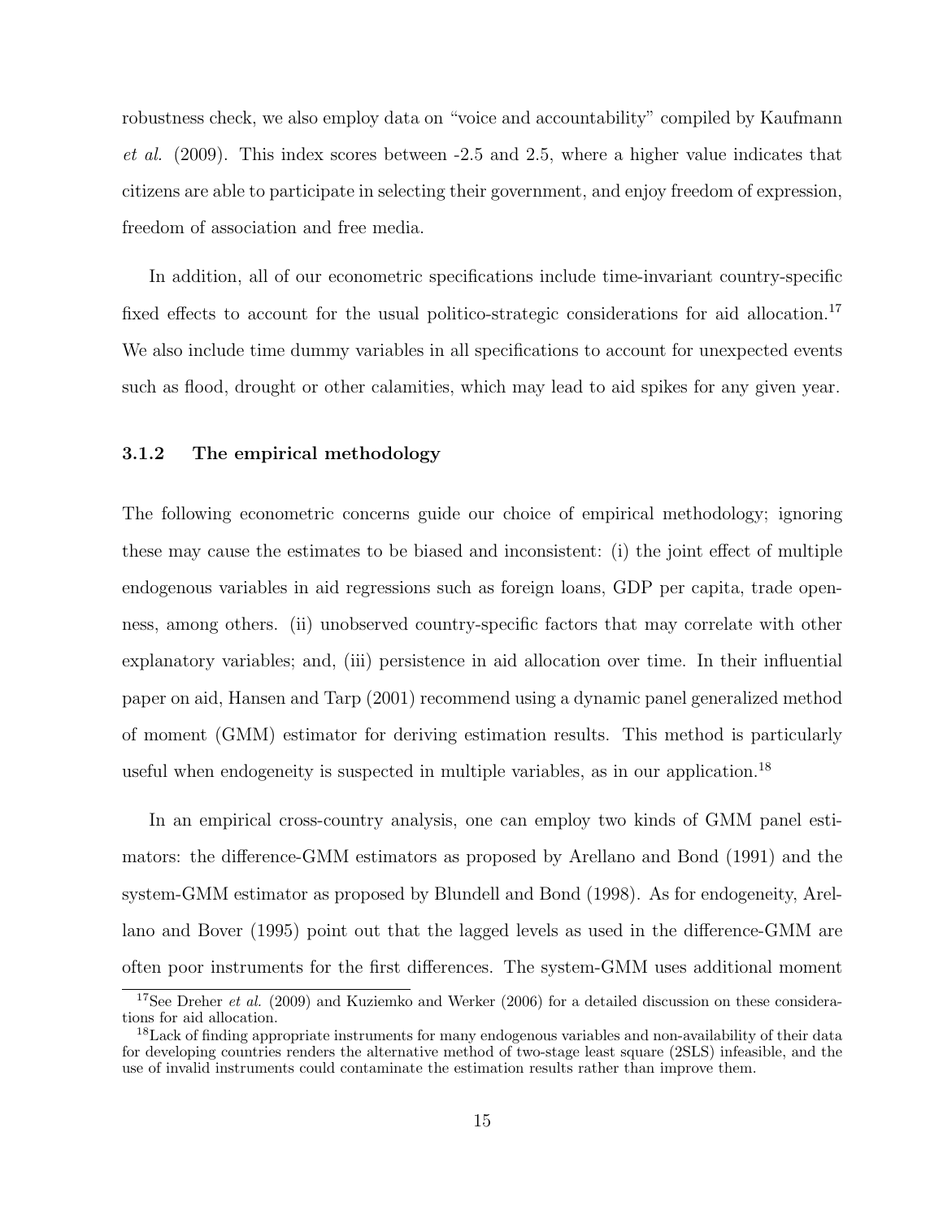robustness check, we also employ data on "voice and accountability" compiled by Kaufmann *et al.* (2009). This index scores between -2.5 and 2.5, where a higher value indicates that citizens are able to participate in selecting their government, and enjoy freedom of expression, freedom of association and free media.

In addition, all of our econometric specifications include time-invariant country-specific fixed effects to account for the usual politico-strategic considerations for aid allocation.[17] We also include time dummy variables in all specifications to account for unexpected events such as flood, drought or other calamities, which may lead to aid spikes for any given year.

### 3.1.2 The empirical methodology

The following econometric concerns guide our choice of empirical methodology; ignoring these may cause the estimates to be biased and inconsistent: (i) the joint effect of multiple endogenous variables in aid regressions such as foreign loans, GDP per capita, trade openness, among others. (ii) unobserved country-specific factors that may correlate with other explanatory variables; and, (iii) persistence in aid allocation over time. In their influential paper on aid, Hansen and Tarp (2001) recommend using a dynamic panel generalized method of moment (GMM) estimator for deriving estimation results. This method is particularly useful when endogeneity is suspected in multiple variables, as in our application.[18]

In an empirical cross-country analysis, one can employ two kinds of GMM panel estimators: the difference-GMM estimators as proposed by Arellano and Bond (1991) and the system-GMM estimator as proposed by Blundell and Bond (1998). As for endogeneity, Arellano and Bover (1995) point out that the lagged levels as used in the difference-GMM are often poor instruments for the first differences. The system-GMM uses additional moment

[17] See Dreher *et al.* (2009) and Kuziemko and Werker (2006) for a detailed discussion on these considerations for aid allocation.

[18] Lack of finding appropriate instruments for many endogenous variables and non-availability of their data for developing countries renders the alternative method of two-stage least square (2SLS) infeasible, and the use of invalid instruments could contaminate the estimation results rather than improve them.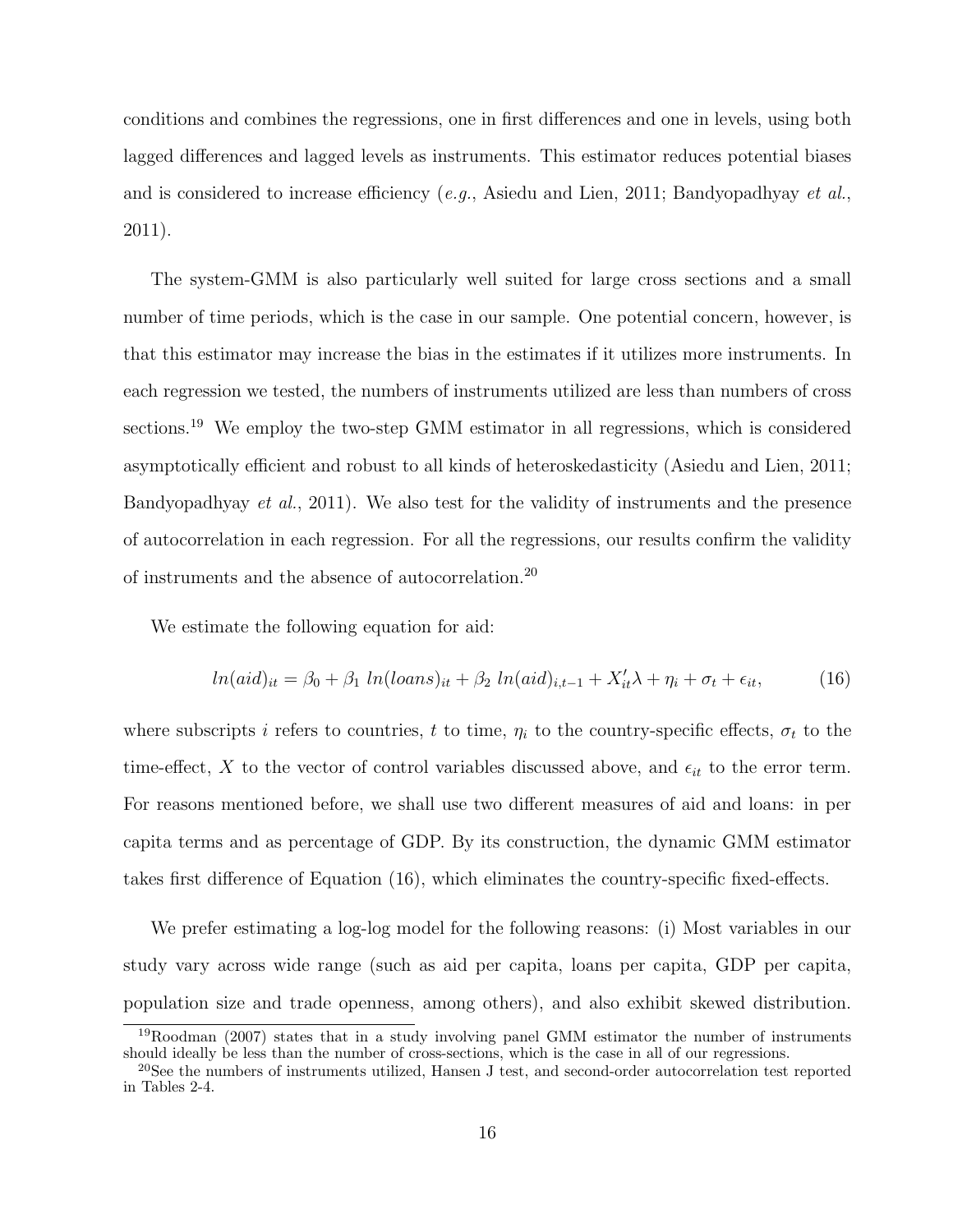conditions and combines the regressions, one in first differences and one in levels, using both lagged differences and lagged levels as instruments. This estimator reduces potential biases and is considered to increase efficiency (*e.g.*, Asiedu and Lien, 2011; Bandyopadhyay *et al.*, 2011).

The system-GMM is also particularly well suited for large cross sections and a small number of time periods, which is the case in our sample. One potential concern, however, is that this estimator may increase the bias in the estimates if it utilizes more instruments. In each regression we tested, the numbers of instruments utilized are less than numbers of cross sections.[19] We employ the two-step GMM estimator in all regressions, which is considered asymptotically efficient and robust to all kinds of heteroskedasticity (Asiedu and Lien, 2011; Bandyopadhyay *et al.*, 2011). We also test for the validity of instruments and the presence of autocorrelation in each regression. For all the regressions, our results confirm the validity of instruments and the absence of autocorrelation.[20]

We estimate the following equation for aid:

$$ln(aid)_{it} = \beta_0 + \beta_1 \; ln(loans)_{it} + \beta_2 \; ln(aid)_{i,t-1} + X_{it}'\lambda + \eta_i + \sigma_t + \epsilon_{it}, \tag{16}$$

where subscripts $i$ refers to countries, $t$ to time, $\eta_i$ to the country-specific effects, $\sigma_t$ to the time-effect, $X$ to the vector of control variables discussed above, and $\epsilon_{it}$ to the error term. For reasons mentioned before, we shall use two different measures of aid and loans: in per capita terms and as percentage of GDP. By its construction, the dynamic GMM estimator takes first difference of Equation (16), which eliminates the country-specific fixed-effects.

We prefer estimating a log-log model for the following reasons: (i) Most variables in our study vary across wide range (such as aid per capita, loans per capita, GDP per capita, population size and trade openness, among others), and also exhibit skewed distribution.

[19] Roodman (2007) states that in a study involving panel GMM estimator the number of instruments should ideally be less than the number of cross-sections, which is the case in all of our regressions.

[20] See the numbers of instruments utilized, Hansen J test, and second-order autocorrelation test reported in Tables 2-4.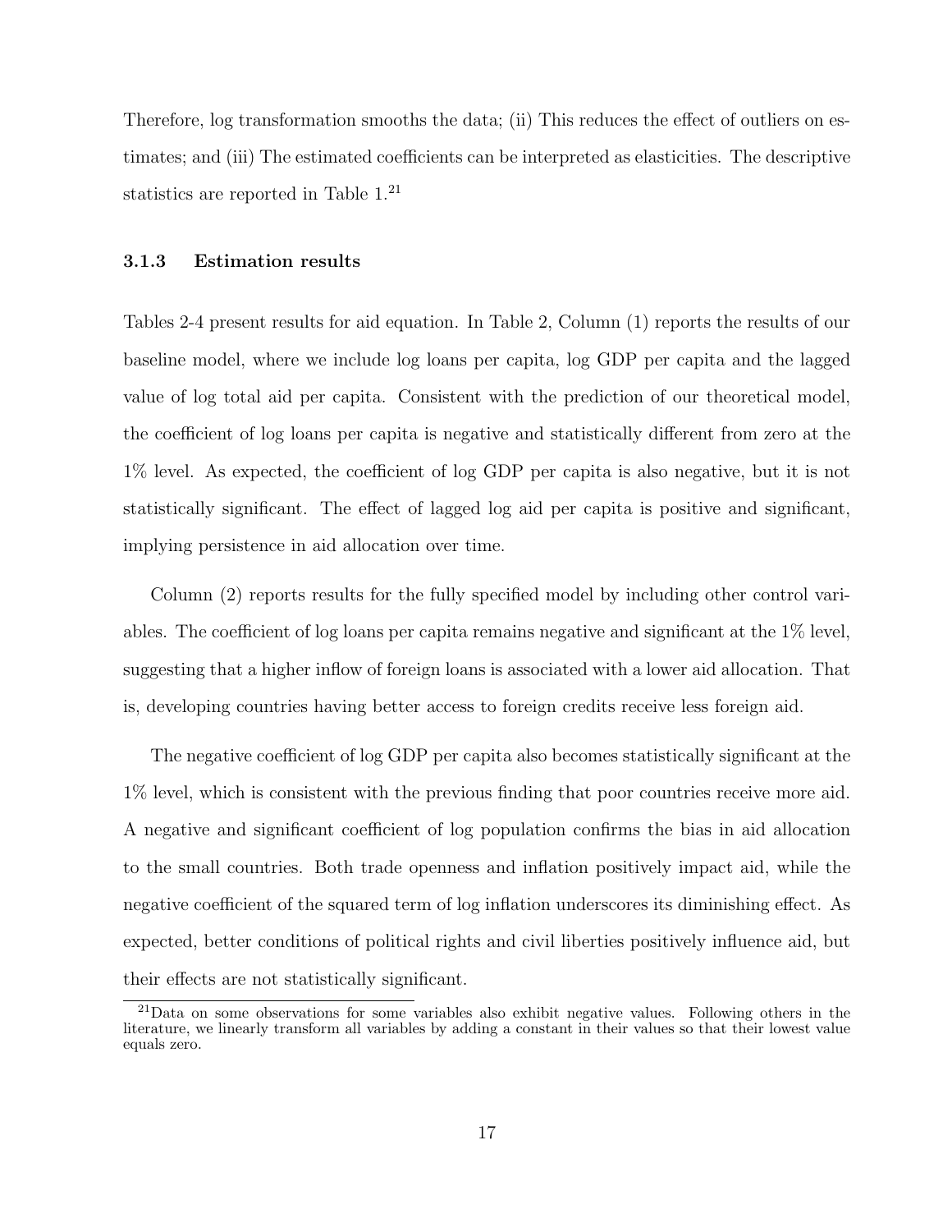Therefore, log transformation smooths the data; (ii) This reduces the effect of outliers on estimates; and (iii) The estimated coefficients can be interpreted as elasticities. The descriptive statistics are reported in Table 1.[21]

### 3.1.3 Estimation results

Tables 2-4 present results for aid equation. In Table 2, Column (1) reports the results of our baseline model, where we include log loans per capita, log GDP per capita and the lagged value of log total aid per capita. Consistent with the prediction of our theoretical model, the coefficient of log loans per capita is negative and statistically different from zero at the 1% level. As expected, the coefficient of log GDP per capita is also negative, but it is not statistically significant. The effect of lagged log aid per capita is positive and significant, implying persistence in aid allocation over time.

Column (2) reports results for the fully specified model by including other control variables. The coefficient of log loans per capita remains negative and significant at the 1% level, suggesting that a higher inflow of foreign loans is associated with a lower aid allocation. That is, developing countries having better access to foreign credits receive less foreign aid.

The negative coefficient of log GDP per capita also becomes statistically significant at the 1% level, which is consistent with the previous finding that poor countries receive more aid. A negative and significant coefficient of log population confirms the bias in aid allocation to the small countries. Both trade openness and inflation positively impact aid, while the negative coefficient of the squared term of log inflation underscores its diminishing effect. As expected, better conditions of political rights and civil liberties positively influence aid, but their effects are not statistically significant.

[21] Data on some observations for some variables also exhibit negative values. Following others in the literature, we linearly transform all variables by adding a constant in their values so that their lowest value equals zero.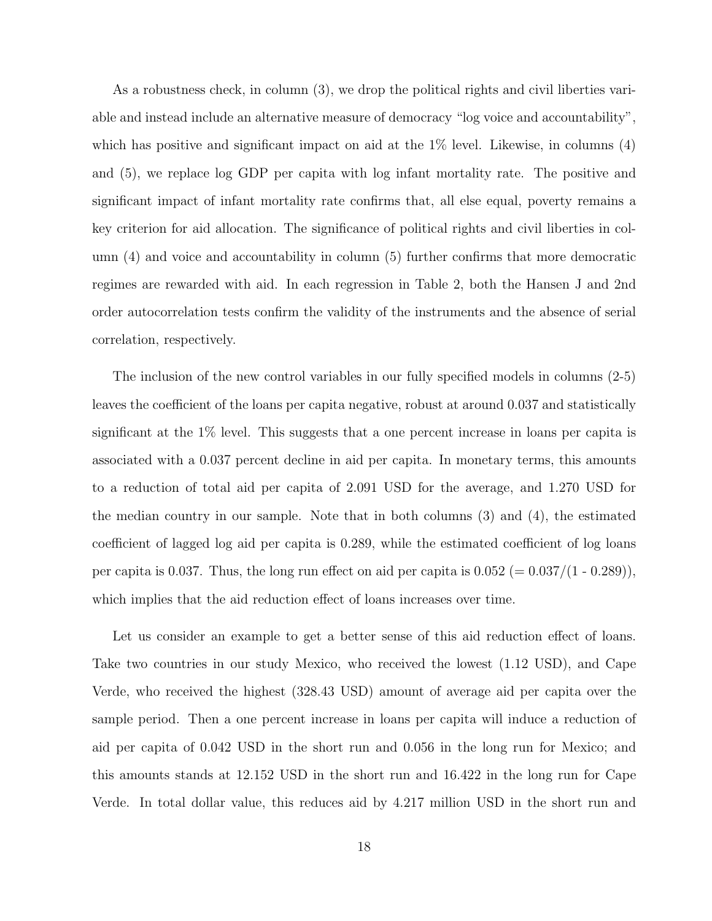As a robustness check, in column (3), we drop the political rights and civil liberties variable and instead include an alternative measure of democracy "log voice and accountability", which has positive and significant impact on aid at the 1% level. Likewise, in columns (4) and (5), we replace log GDP per capita with log infant mortality rate. The positive and significant impact of infant mortality rate confirms that, all else equal, poverty remains a key criterion for aid allocation. The significance of political rights and civil liberties in column (4) and voice and accountability in column (5) further confirms that more democratic regimes are rewarded with aid. In each regression in Table 2, both the Hansen J and 2nd order autocorrelation tests confirm the validity of the instruments and the absence of serial correlation, respectively.

The inclusion of the new control variables in our fully specified models in columns (2-5) leaves the coefficient of the loans per capita negative, robust at around 0.037 and statistically significant at the 1% level. This suggests that a one percent increase in loans per capita is associated with a 0.037 percent decline in aid per capita. In monetary terms, this amounts to a reduction of total aid per capita of 2.091 USD for the average, and 1.270 USD for the median country in our sample. Note that in both columns (3) and (4), the estimated coefficient of lagged log aid per capita is 0.289, while the estimated coefficient of log loans per capita is 0.037. Thus, the long run effect on aid per capita is 0.052 ($= 0.037/(1 - 0.289)$), which implies that the aid reduction effect of loans increases over time.

Let us consider an example to get a better sense of this aid reduction effect of loans. Take two countries in our study Mexico, who received the lowest (1.12 USD), and Cape Verde, who received the highest (328.43 USD) amount of average aid per capita over the sample period. Then a one percent increase in loans per capita will induce a reduction of aid per capita of 0.042 USD in the short run and 0.056 in the long run for Mexico; and this amounts stands at 12.152 USD in the short run and 16.422 in the long run for Cape Verde. In total dollar value, this reduces aid by 4.217 million USD in the short run and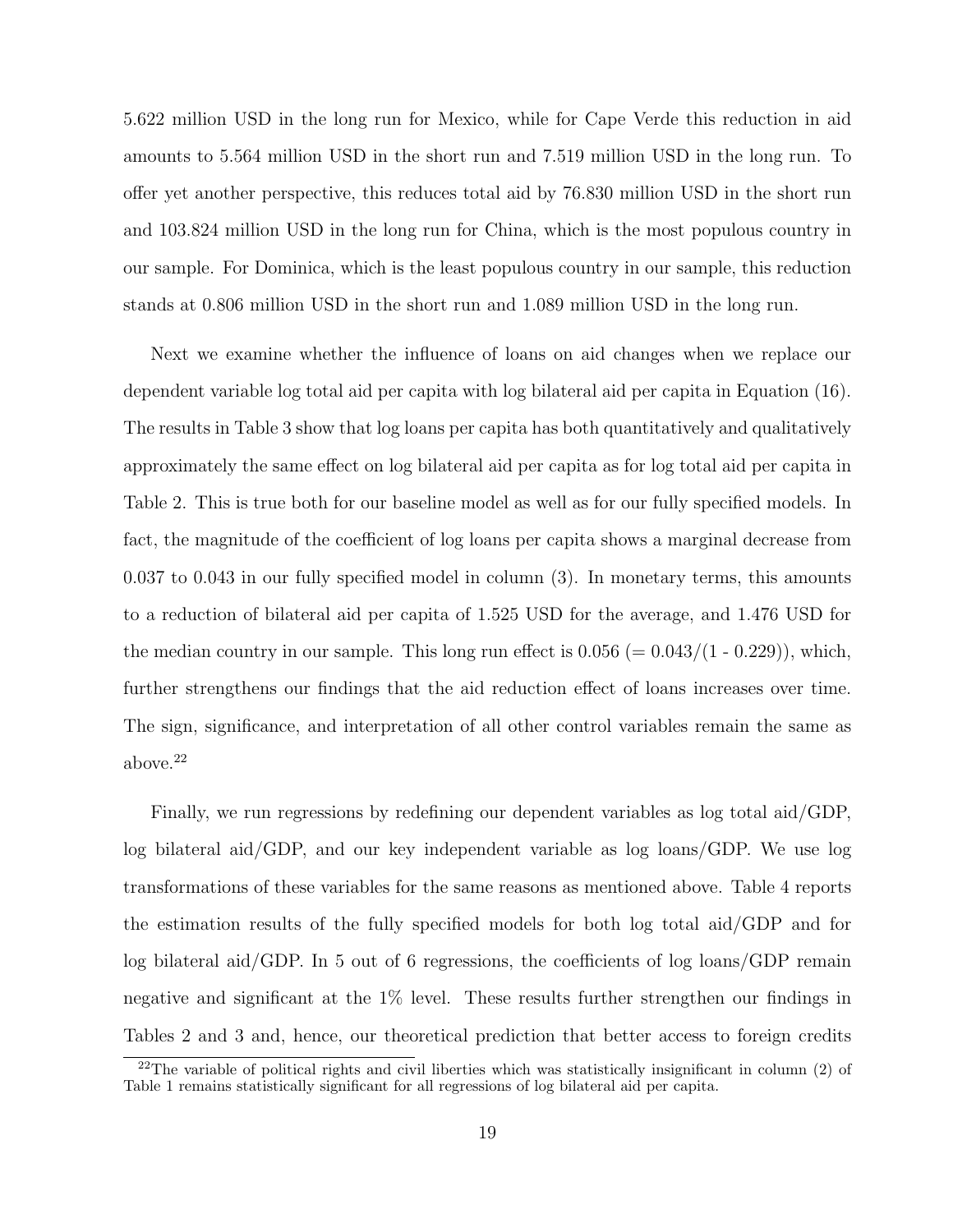5.622 million USD in the long run for Mexico, while for Cape Verde this reduction in aid amounts to 5.564 million USD in the short run and 7.519 million USD in the long run. To offer yet another perspective, this reduces total aid by 76.830 million USD in the short run and 103.824 million USD in the long run for China, which is the most populous country in our sample. For Dominica, which is the least populous country in our sample, this reduction stands at 0.806 million USD in the short run and 1.089 million USD in the long run.

Next we examine whether the influence of loans on aid changes when we replace our dependent variable log total aid per capita with log bilateral aid per capita in Equation (16). The results in Table 3 show that log loans per capita has both quantitatively and qualitatively approximately the same effect on log bilateral aid per capita as for log total aid per capita in Table 2. This is true both for our baseline model as well as for our fully specified models. In fact, the magnitude of the coefficient of log loans per capita shows a marginal decrease from 0.037 to 0.043 in our fully specified model in column (3). In monetary terms, this amounts to a reduction of bilateral aid per capita of 1.525 USD for the average, and 1.476 USD for the median country in our sample. This long run effect is 0.056 (= 0.043/(1 - 0.229)), which, further strengthens our findings that the aid reduction effect of loans increases over time. The sign, significance, and interpretation of all other control variables remain the same as above.[22]

Finally, we run regressions by redefining our dependent variables as log total aid/GDP, log bilateral aid/GDP, and our key independent variable as log loans/GDP. We use log transformations of these variables for the same reasons as mentioned above. Table 4 reports the estimation results of the fully specified models for both log total aid/GDP and for log bilateral aid/GDP. In 5 out of 6 regressions, the coefficients of log loans/GDP remain negative and significant at the 1% level. These results further strengthen our findings in Tables 2 and 3 and, hence, our theoretical prediction that better access to foreign credits

[22]The variable of political rights and civil liberties which was statistically insignificant in column (2) of Table 1 remains statistically significant for all regressions of log bilateral aid per capita.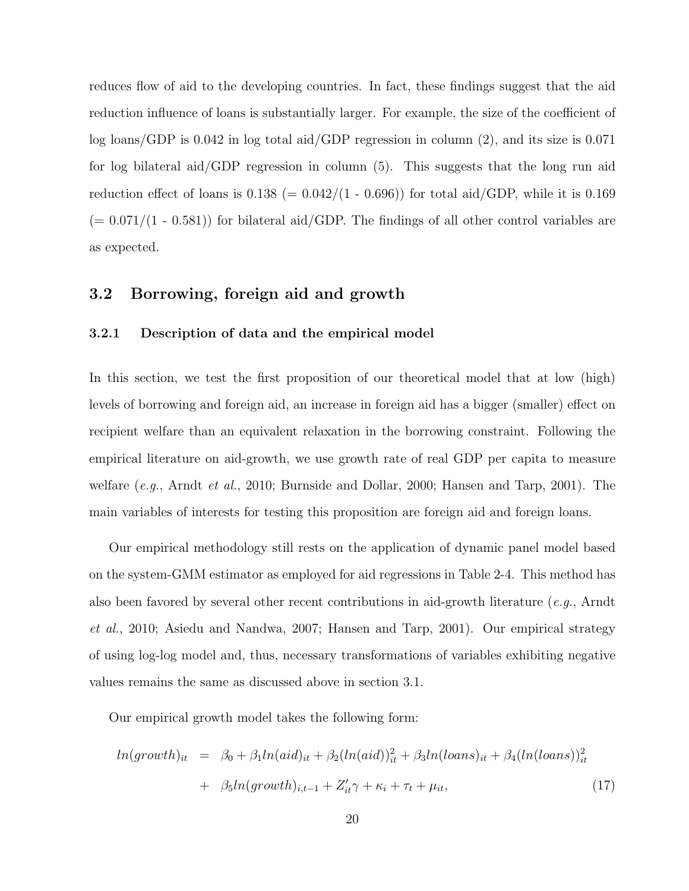reduces flow of aid to the developing countries. In fact, these findings suggest that the aid reduction influence of loans is substantially larger. For example, the size of the coefficient of log loans/GDP is 0.042 in log total aid/GDP regression in column (2), and its size is 0.071 for log bilateral aid/GDP regression in column (5). This suggests that the long run aid reduction effect of loans is 0.138 (= 0.042/(1 - 0.696)) for total aid/GDP, while it is 0.169 (= 0.071/(1 - 0.581)) for bilateral aid/GDP. The findings of all other control variables are as expected.

## 3.2 Borrowing, foreign aid and growth

### 3.2.1 Description of data and the empirical model

In this section, we test the first proposition of our theoretical model that at low (high) levels of borrowing and foreign aid, an increase in foreign aid has a bigger (smaller) effect on recipient welfare than an equivalent relaxation in the borrowing constraint. Following the empirical literature on aid-growth, we use growth rate of real GDP per capita to measure welfare (*e.g.*, Arndt *et al.*, 2010; Burnside and Dollar, 2000; Hansen and Tarp, 2001). The main variables of interests for testing this proposition are foreign aid and foreign loans.

Our empirical methodology still rests on the application of dynamic panel model based on the system-GMM estimator as employed for aid regressions in Table 2-4. This method has also been favored by several other recent contributions in aid-growth literature (*e.g.*, Arndt *et al.*, 2010; Asiedu and Nandwa, 2007; Hansen and Tarp, 2001). Our empirical strategy of using log-log model and, thus, necessary transformations of variables exhibiting negative values remains the same as discussed above in section 3.1.

Our empirical growth model takes the following form:

$$
\begin{aligned}
ln(growth)_{it} &= \beta_0 + \beta_1 ln(aid)_{it} + \beta_2 (ln(aid))^2_{it} + \beta_3 ln(loans)_{it} + \beta_4 (ln(loans))^2_{it} \\
&+ \beta_5 ln(growth)_{i,t-1} + Z'_{it}\gamma + \kappa_i + \tau_t + \mu_{it}, \qquad (17)
\end{aligned}
$$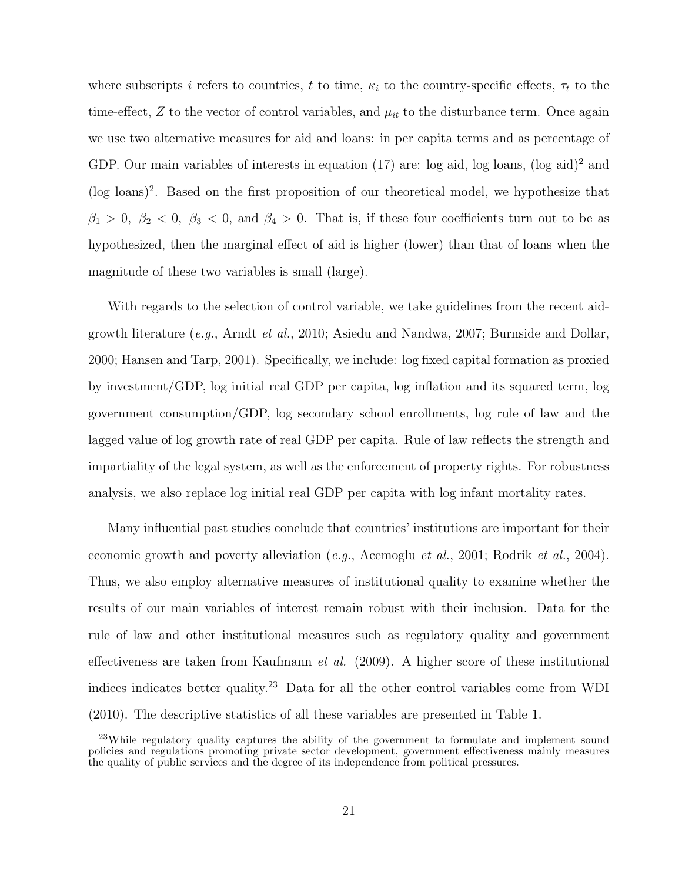where subscripts $i$ refers to countries, $t$ to time, $\kappa_i$ to the country-specific effects, $\tau_t$ to the time-effect, $Z$ to the vector of control variables, and $\mu_{it}$ to the disturbance term. Once again we use two alternative measures for aid and loans: in per capita terms and as percentage of GDP. Our main variables of interests in equation (17) are: log aid, log loans, (log aid)$^2$ and (log loans)$^2$. Based on the first proposition of our theoretical model, we hypothesize that $\beta_1 > 0$, $\beta_2 < 0$, $\beta_3 < 0$, and $\beta_4 > 0$. That is, if these four coefficients turn out to be as hypothesized, then the marginal effect of aid is higher (lower) than that of loans when the magnitude of these two variables is small (large).

With regards to the selection of control variable, we take guidelines from the recent aid-growth literature (*e.g.*, Arndt *et al.*, 2010; Asiedu and Nandwa, 2007; Burnside and Dollar, 2000; Hansen and Tarp, 2001). Specifically, we include: log fixed capital formation as proxied by investment/GDP, log initial real GDP per capita, log inflation and its squared term, log government consumption/GDP, log secondary school enrollments, log rule of law and the lagged value of log growth rate of real GDP per capita. Rule of law reflects the strength and impartiality of the legal system, as well as the enforcement of property rights. For robustness analysis, we also replace log initial real GDP per capita with log infant mortality rates.

Many influential past studies conclude that countries' institutions are important for their economic growth and poverty alleviation (*e.g.*, Acemoglu *et al.*, 2001; Rodrik *et al.*, 2004). Thus, we also employ alternative measures of institutional quality to examine whether the results of our main variables of interest remain robust with their inclusion. Data for the rule of law and other institutional measures such as regulatory quality and government effectiveness are taken from Kaufmann *et al.* (2009). A higher score of these institutional indices indicates better quality.[23] Data for all the other control variables come from WDI (2010). The descriptive statistics of all these variables are presented in Table 1.

[23]While regulatory quality captures the ability of the government to formulate and implement sound policies and regulations promoting private sector development, government effectiveness mainly measures the quality of public services and the degree of its independence from political pressures.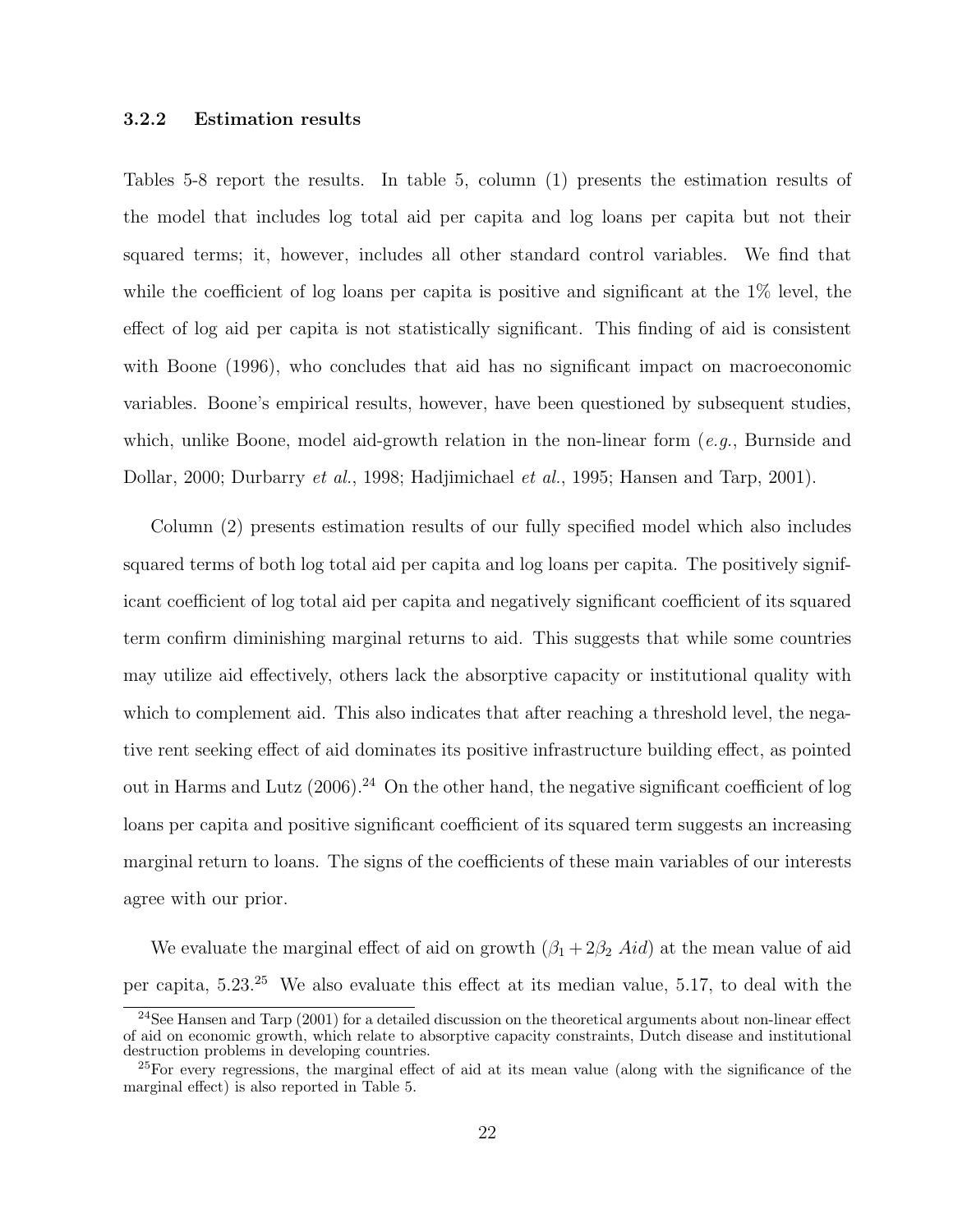### 3.2.2 Estimation results

Tables 5-8 report the results. In table 5, column (1) presents the estimation results of the model that includes log total aid per capita and log loans per capita but not their squared terms; it, however, includes all other standard control variables. We find that while the coefficient of log loans per capita is positive and significant at the 1% level, the effect of log aid per capita is not statistically significant. This finding of aid is consistent with Boone (1996), who concludes that aid has no significant impact on macroeconomic variables. Boone's empirical results, however, have been questioned by subsequent studies, which, unlike Boone, model aid-growth relation in the non-linear form (*e.g.*, Burnside and Dollar, 2000; Durbarry *et al.*, 1998; Hadjimichael *et al.*, 1995; Hansen and Tarp, 2001).

Column (2) presents estimation results of our fully specified model which also includes squared terms of both log total aid per capita and log loans per capita. The positively significant coefficient of log total aid per capita and negatively significant coefficient of its squared term confirm diminishing marginal returns to aid. This suggests that while some countries may utilize aid effectively, others lack the absorptive capacity or institutional quality with which to complement aid. This also indicates that after reaching a threshold level, the negative rent seeking effect of aid dominates its positive infrastructure building effect, as pointed out in Harms and Lutz (2006).[24] On the other hand, the negative significant coefficient of log loans per capita and positive significant coefficient of its squared term suggests an increasing marginal return to loans. The signs of the coefficients of these main variables of our interests agree with our prior.

We evaluate the marginal effect of aid on growth ($\beta_1 + 2\beta_2 \, Aid$) at the mean value of aid per capita, 5.23.[25] We also evaluate this effect at its median value, 5.17, to deal with the

[24] See Hansen and Tarp (2001) for a detailed discussion on the theoretical arguments about non-linear effect of aid on economic growth, which relate to absorptive capacity constraints, Dutch disease and institutional destruction problems in developing countries.

[25] For every regressions, the marginal effect of aid at its mean value (along with the significance of the marginal effect) is also reported in Table 5.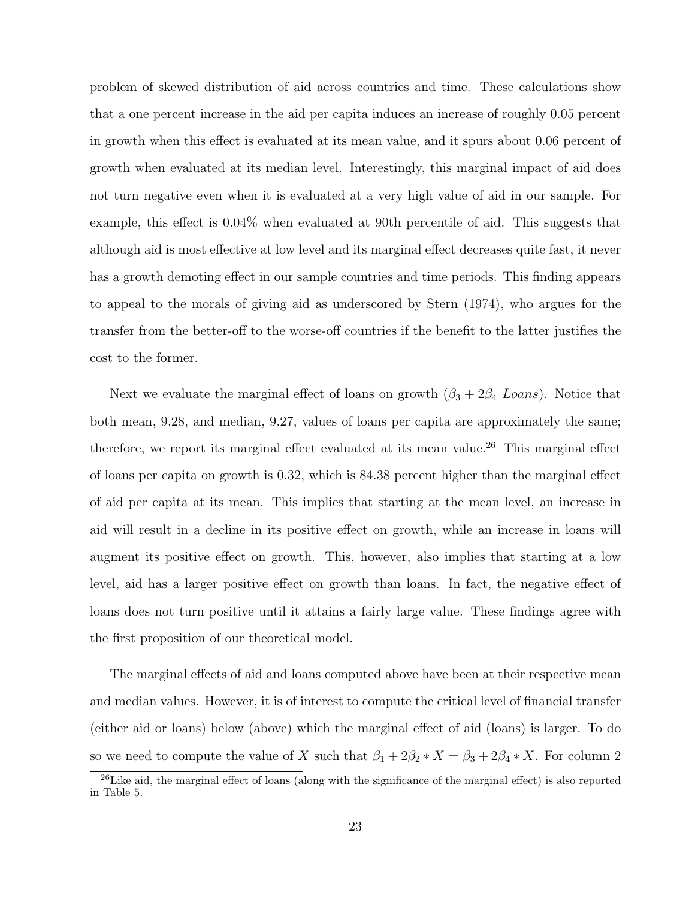problem of skewed distribution of aid across countries and time. These calculations show that a one percent increase in the aid per capita induces an increase of roughly 0.05 percent in growth when this effect is evaluated at its mean value, and it spurs about 0.06 percent of growth when evaluated at its median level. Interestingly, this marginal impact of aid does not turn negative even when it is evaluated at a very high value of aid in our sample. For example, this effect is 0.04% when evaluated at 90th percentile of aid. This suggests that although aid is most effective at low level and its marginal effect decreases quite fast, it never has a growth demoting effect in our sample countries and time periods. This finding appears to appeal to the morals of giving aid as underscored by Stern (1974), who argues for the transfer from the better-off to the worse-off countries if the benefit to the latter justifies the cost to the former.

Next we evaluate the marginal effect of loans on growth ($\beta_3 + 2\beta_4$ *Loans*). Notice that both mean, 9.28, and median, 9.27, values of loans per capita are approximately the same; therefore, we report its marginal effect evaluated at its mean value.[26] This marginal effect of loans per capita on growth is 0.32, which is 84.38 percent higher than the marginal effect of aid per capita at its mean. This implies that starting at the mean level, an increase in aid will result in a decline in its positive effect on growth, while an increase in loans will augment its positive effect on growth. This, however, also implies that starting at a low level, aid has a larger positive effect on growth than loans. In fact, the negative effect of loans does not turn positive until it attains a fairly large value. These findings agree with the first proposition of our theoretical model.

The marginal effects of aid and loans computed above have been at their respective mean and median values. However, it is of interest to compute the critical level of financial transfer (either aid or loans) below (above) which the marginal effect of aid (loans) is larger. To do so we need to compute the value of $X$ such that $\beta_1 + 2\beta_2 * X = \beta_3 + 2\beta_4 * X$. For column 2

[26] Like aid, the marginal effect of loans (along with the significance of the marginal effect) is also reported in Table 5.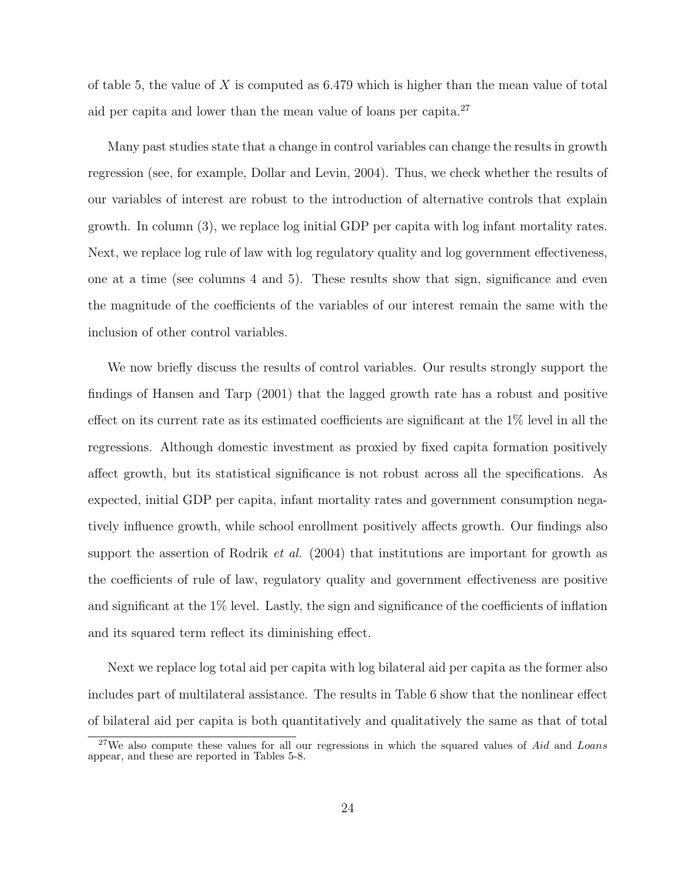of table 5, the value of $X$ is computed as 6.479 which is higher than the mean value of total aid per capita and lower than the mean value of loans per capita.[27]

Many past studies state that a change in control variables can change the results in growth regression (see, for example, Dollar and Levin, 2004). Thus, we check whether the results of our variables of interest are robust to the introduction of alternative controls that explain growth. In column (3), we replace log initial GDP per capita with log infant mortality rates. Next, we replace log rule of law with log regulatory quality and log government effectiveness, one at a time (see columns 4 and 5). These results show that sign, significance and even the magnitude of the coefficients of the variables of our interest remain the same with the inclusion of other control variables.

We now briefly discuss the results of control variables. Our results strongly support the findings of Hansen and Tarp (2001) that the lagged growth rate has a robust and positive effect on its current rate as its estimated coefficients are significant at the 1% level in all the regressions. Although domestic investment as proxied by fixed capita formation positively affect growth, but its statistical significance is not robust across all the specifications. As expected, initial GDP per capita, infant mortality rates and government consumption negatively influence growth, while school enrollment positively affects growth. Our findings also support the assertion of Rodrik *et al.* (2004) that institutions are important for growth as the coefficients of rule of law, regulatory quality and government effectiveness are positive and significant at the 1% level. Lastly, the sign and significance of the coefficients of inflation and its squared term reflect its diminishing effect.

Next we replace log total aid per capita with log bilateral aid per capita as the former also includes part of multilateral assistance. The results in Table 6 show that the nonlinear effect of bilateral aid per capita is both quantitatively and qualitatively the same as that of total

[27] We also compute these values for all our regressions in which the squared values of *Aid* and *Loans* appear, and these are reported in Tables 5-8.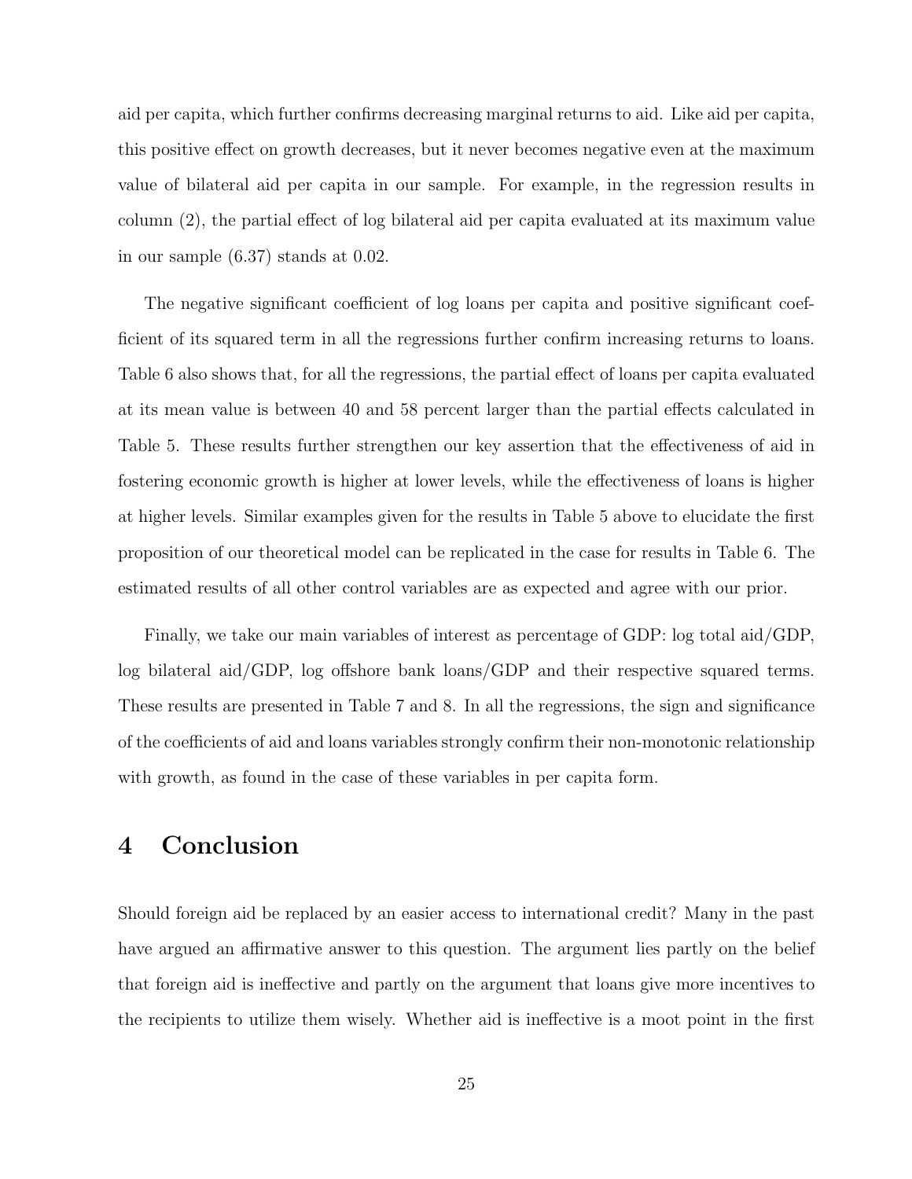aid per capita, which further confirms decreasing marginal returns to aid. Like aid per capita, this positive effect on growth decreases, but it never becomes negative even at the maximum value of bilateral aid per capita in our sample. For example, in the regression results in column (2), the partial effect of log bilateral aid per capita evaluated at its maximum value in our sample (6.37) stands at 0.02.

The negative significant coefficient of log loans per capita and positive significant coefficient of its squared term in all the regressions further confirm increasing returns to loans. Table 6 also shows that, for all the regressions, the partial effect of loans per capita evaluated at its mean value is between 40 and 58 percent larger than the partial effects calculated in Table 5. These results further strengthen our key assertion that the effectiveness of aid in fostering economic growth is higher at lower levels, while the effectiveness of loans is higher at higher levels. Similar examples given for the results in Table 5 above to elucidate the first proposition of our theoretical model can be replicated in the case for results in Table 6. The estimated results of all other control variables are as expected and agree with our prior.

Finally, we take our main variables of interest as percentage of GDP: log total aid/GDP, log bilateral aid/GDP, log offshore bank loans/GDP and their respective squared terms. These results are presented in Table 7 and 8. In all the regressions, the sign and significance of the coefficients of aid and loans variables strongly confirm their non-monotonic relationship with growth, as found in the case of these variables in per capita form.

# 4 Conclusion

Should foreign aid be replaced by an easier access to international credit? Many in the past have argued an affirmative answer to this question. The argument lies partly on the belief that foreign aid is ineffective and partly on the argument that loans give more incentives to the recipients to utilize them wisely. Whether aid is ineffective is a moot point in the first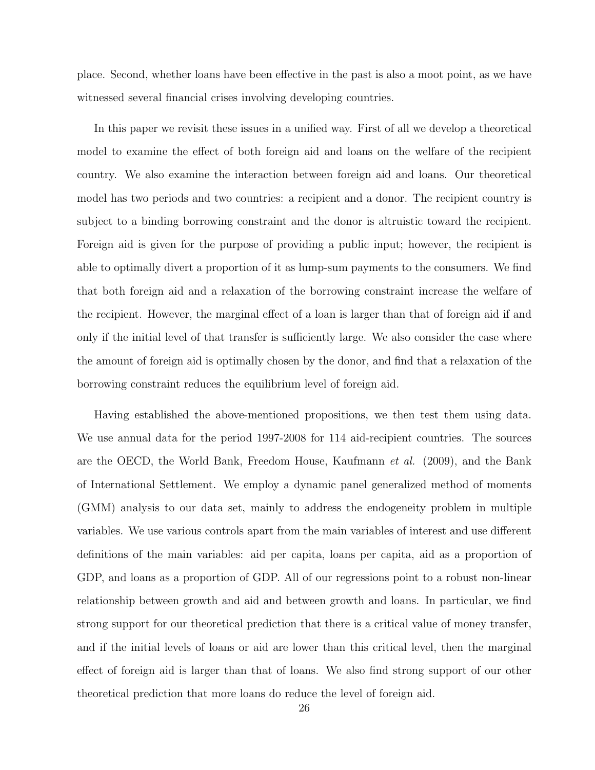place. Second, whether loans have been effective in the past is also a moot point, as we have witnessed several financial crises involving developing countries.

In this paper we revisit these issues in a unified way. First of all we develop a theoretical model to examine the effect of both foreign aid and loans on the welfare of the recipient country. We also examine the interaction between foreign aid and loans. Our theoretical model has two periods and two countries: a recipient and a donor. The recipient country is subject to a binding borrowing constraint and the donor is altruistic toward the recipient. Foreign aid is given for the purpose of providing a public input; however, the recipient is able to optimally divert a proportion of it as lump-sum payments to the consumers. We find that both foreign aid and a relaxation of the borrowing constraint increase the welfare of the recipient. However, the marginal effect of a loan is larger than that of foreign aid if and only if the initial level of that transfer is sufficiently large. We also consider the case where the amount of foreign aid is optimally chosen by the donor, and find that a relaxation of the borrowing constraint reduces the equilibrium level of foreign aid.

Having established the above-mentioned propositions, we then test them using data. We use annual data for the period 1997-2008 for 114 aid-recipient countries. The sources are the OECD, the World Bank, Freedom House, Kaufmann *et al.* (2009), and the Bank of International Settlement. We employ a dynamic panel generalized method of moments (GMM) analysis to our data set, mainly to address the endogeneity problem in multiple variables. We use various controls apart from the main variables of interest and use different definitions of the main variables: aid per capita, loans per capita, aid as a proportion of GDP, and loans as a proportion of GDP. All of our regressions point to a robust non-linear relationship between growth and aid and between growth and loans. In particular, we find strong support for our theoretical prediction that there is a critical value of money transfer, and if the initial levels of loans or aid are lower than this critical level, then the marginal effect of foreign aid is larger than that of loans. We also find strong support of our other theoretical prediction that more loans do reduce the level of foreign aid.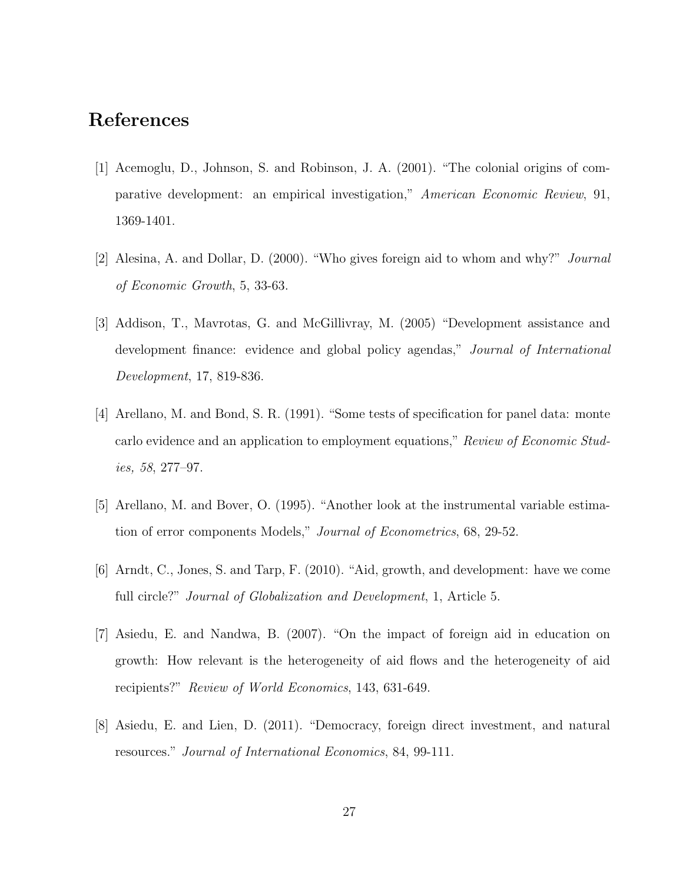# References

[1] Acemoglu, D., Johnson, S. and Robinson, J. A. (2001). "The colonial origins of comparative development: an empirical investigation," *American Economic Review*, 91, 1369-1401.

[2] Alesina, A. and Dollar, D. (2000). "Who gives foreign aid to whom and why?" *Journal of Economic Growth*, 5, 33-63.

[3] Addison, T., Mavrotas, G. and McGillivray, M. (2005) "Development assistance and development finance: evidence and global policy agendas," *Journal of International Development*, 17, 819-836.

[4] Arellano, M. and Bond, S. R. (1991). "Some tests of specification for panel data: monte carlo evidence and an application to employment equations," *Review of Economic Studies, 58*, 277–97.

[5] Arellano, M. and Bover, O. (1995). "Another look at the instrumental variable estimation of error components Models," *Journal of Econometrics*, 68, 29-52.

[6] Arndt, C., Jones, S. and Tarp, F. (2010). "Aid, growth, and development: have we come full circle?" *Journal of Globalization and Development*, 1, Article 5.

[7] Asiedu, E. and Nandwa, B. (2007). "On the impact of foreign aid in education on growth: How relevant is the heterogeneity of aid flows and the heterogeneity of aid recipients?" *Review of World Economics*, 143, 631-649.

[8] Asiedu, E. and Lien, D. (2011). "Democracy, foreign direct investment, and natural resources." *Journal of International Economics*, 84, 99-111.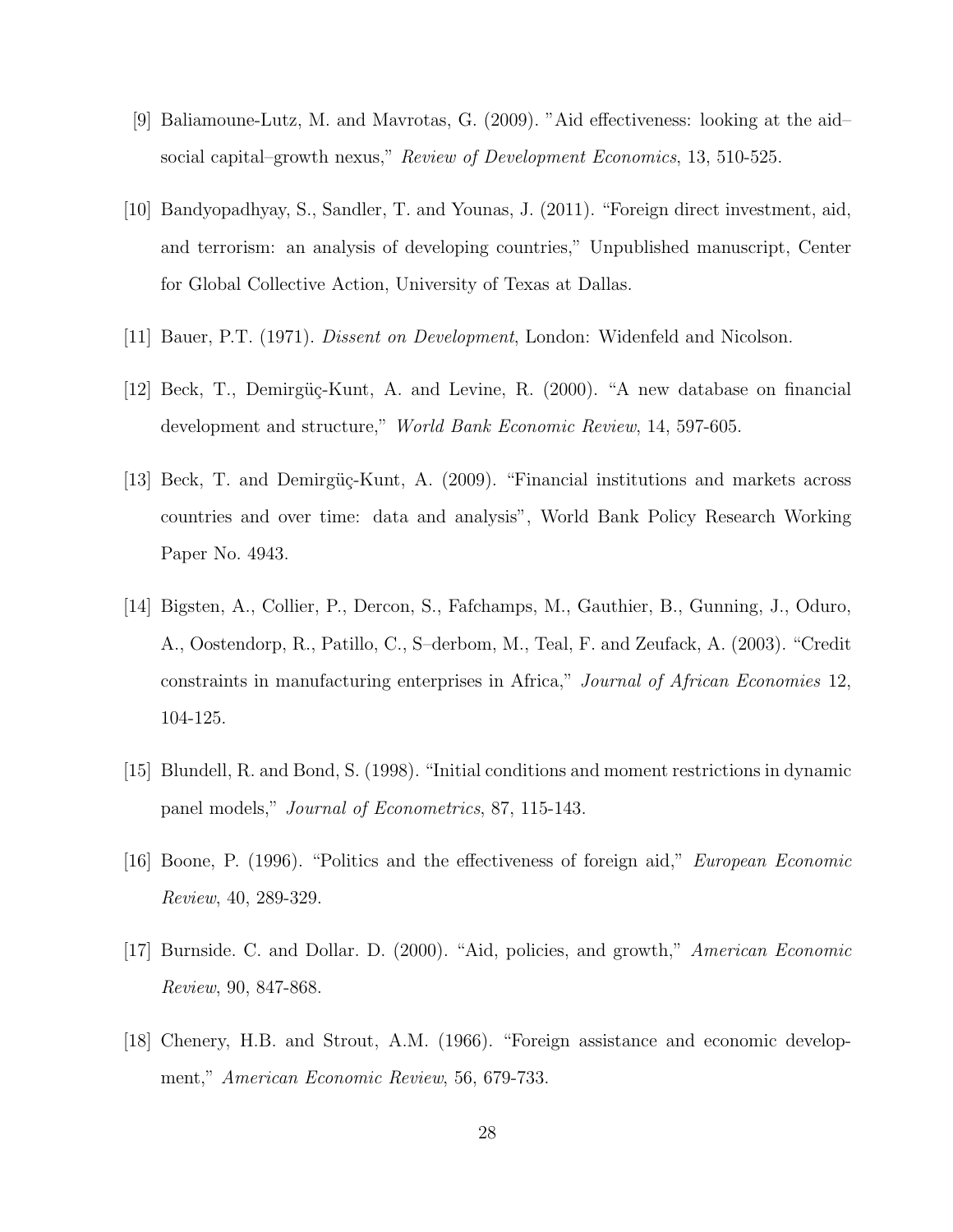[9] Baliamoune-Lutz, M. and Mavrotas, G. (2009). "Aid effectiveness: looking at the aid–social capital–growth nexus," *Review of Development Economics*, 13, 510-525.

[10] Bandyopadhyay, S., Sandler, T. and Younas, J. (2011). "Foreign direct investment, aid, and terrorism: an analysis of developing countries," Unpublished manuscript, Center for Global Collective Action, University of Texas at Dallas.

[11] Bauer, P.T. (1971). *Dissent on Development*, London: Widenfeld and Nicolson.

[12] Beck, T., Demirgüç-Kunt, A. and Levine, R. (2000). "A new database on financial development and structure," *World Bank Economic Review*, 14, 597-605.

[13] Beck, T. and Demirgüç-Kunt, A. (2009). "Financial institutions and markets across countries and over time: data and analysis", World Bank Policy Research Working Paper No. 4943.

[14] Bigsten, A., Collier, P., Dercon, S., Fafchamps, M., Gauthier, B., Gunning, J., Oduro, A., Oostendorp, R., Patillo, C., S–derbom, M., Teal, F. and Zeufack, A. (2003). "Credit constraints in manufacturing enterprises in Africa," *Journal of African Economies* 12, 104-125.

[15] Blundell, R. and Bond, S. (1998). "Initial conditions and moment restrictions in dynamic panel models," *Journal of Econometrics*, 87, 115-143.

[16] Boone, P. (1996). "Politics and the effectiveness of foreign aid," *European Economic Review*, 40, 289-329.

[17] Burnside. C. and Dollar. D. (2000). "Aid, policies, and growth," *American Economic Review*, 90, 847-868.

[18] Chenery, H.B. and Strout, A.M. (1966). "Foreign assistance and economic development," *American Economic Review*, 56, 679-733.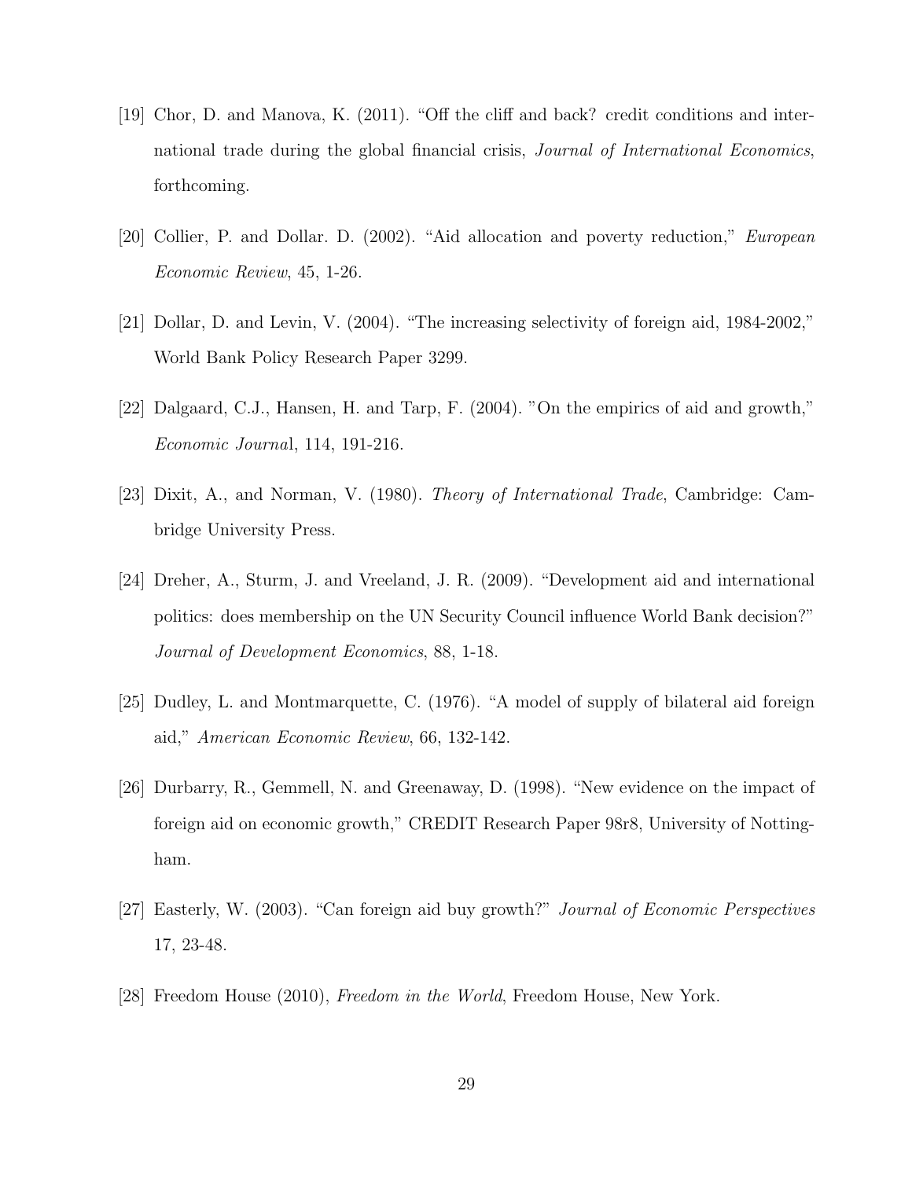[19] Chor, D. and Manova, K. (2011). "Off the cliff and back? credit conditions and international trade during the global financial crisis, *Journal of International Economics*, forthcoming.

[20] Collier, P. and Dollar. D. (2002). "Aid allocation and poverty reduction," *European Economic Review*, 45, 1-26.

[21] Dollar, D. and Levin, V. (2004). "The increasing selectivity of foreign aid, 1984-2002," World Bank Policy Research Paper 3299.

[22] Dalgaard, C.J., Hansen, H. and Tarp, F. (2004). "On the empirics of aid and growth," *Economic Journa*l, 114, 191-216.

[23] Dixit, A., and Norman, V. (1980). *Theory of International Trade*, Cambridge: Cambridge University Press.

[24] Dreher, A., Sturm, J. and Vreeland, J. R. (2009). "Development aid and international politics: does membership on the UN Security Council influence World Bank decision?" *Journal of Development Economics*, 88, 1-18.

[25] Dudley, L. and Montmarquette, C. (1976). "A model of supply of bilateral aid foreign aid," *American Economic Review*, 66, 132-142.

[26] Durbarry, R., Gemmell, N. and Greenaway, D. (1998). "New evidence on the impact of foreign aid on economic growth," CREDIT Research Paper 98r8, University of Nottingham.

[27] Easterly, W. (2003). "Can foreign aid buy growth?" *Journal of Economic Perspectives* 17, 23-48.

[28] Freedom House (2010), *Freedom in the World*, Freedom House, New York.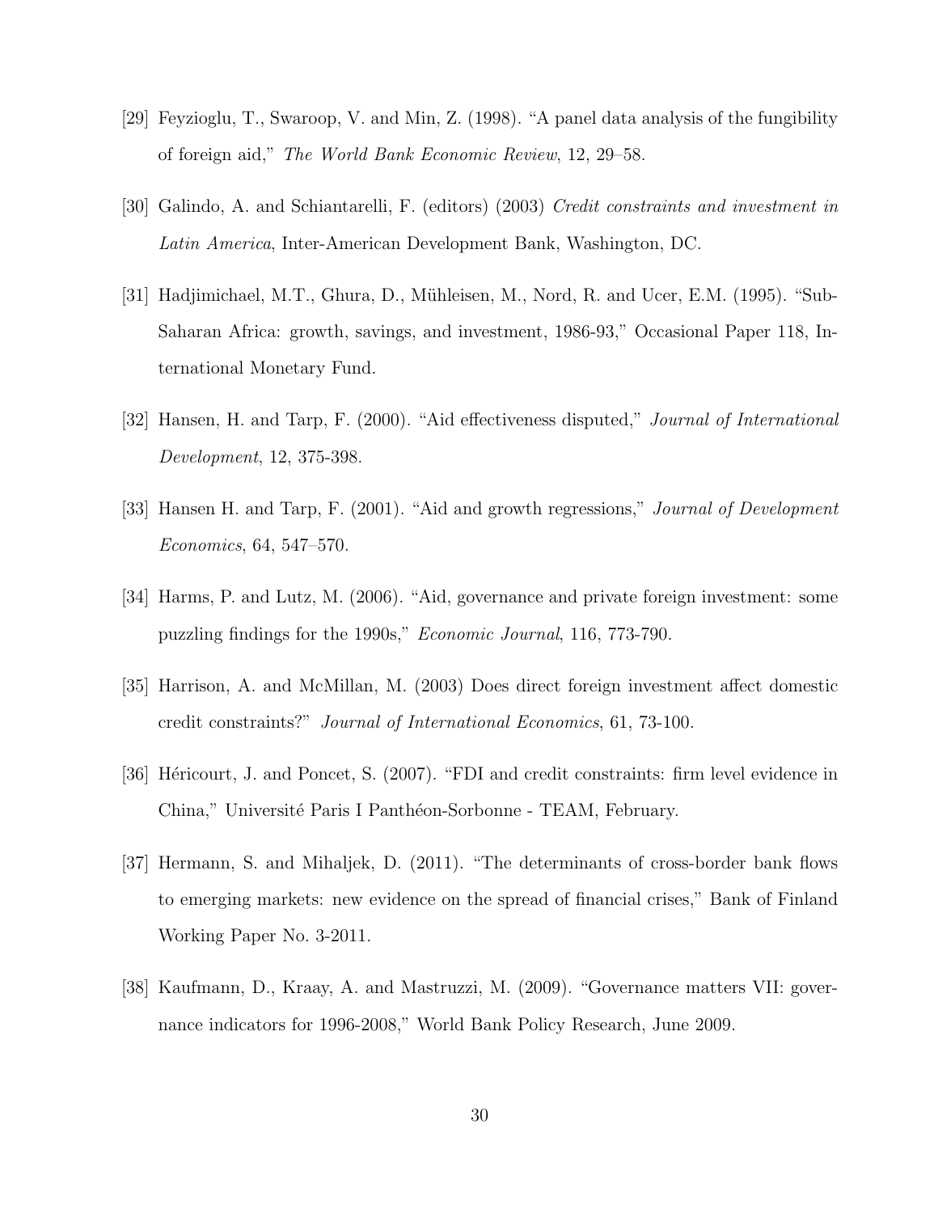[29] Feyzioglu, T., Swaroop, V. and Min, Z. (1998). "A panel data analysis of the fungibility of foreign aid," *The World Bank Economic Review*, 12, 29–58.

[30] Galindo, A. and Schiantarelli, F. (editors) (2003) *Credit constraints and investment in Latin America*, Inter-American Development Bank, Washington, DC.

[31] Hadjimichael, M.T., Ghura, D., Mühleisen, M., Nord, R. and Ucer, E.M. (1995). "Sub-Saharan Africa: growth, savings, and investment, 1986-93," Occasional Paper 118, International Monetary Fund.

[32] Hansen, H. and Tarp, F. (2000). "Aid effectiveness disputed," *Journal of International Development*, 12, 375-398.

[33] Hansen H. and Tarp, F. (2001). "Aid and growth regressions," *Journal of Development Economics*, 64, 547–570.

[34] Harms, P. and Lutz, M. (2006). "Aid, governance and private foreign investment: some puzzling findings for the 1990s," *Economic Journal*, 116, 773-790.

[35] Harrison, A. and McMillan, M. (2003) Does direct foreign investment affect domestic credit constraints?" *Journal of International Economics*, 61, 73-100.

[36] Héricourt, J. and Poncet, S. (2007). "FDI and credit constraints: firm level evidence in China," Université Paris I Panthéon-Sorbonne - TEAM, February.

[37] Hermann, S. and Mihaljek, D. (2011). "The determinants of cross-border bank flows to emerging markets: new evidence on the spread of financial crises," Bank of Finland Working Paper No. 3-2011.

[38] Kaufmann, D., Kraay, A. and Mastruzzi, M. (2009). "Governance matters VII: governance indicators for 1996-2008," World Bank Policy Research, June 2009.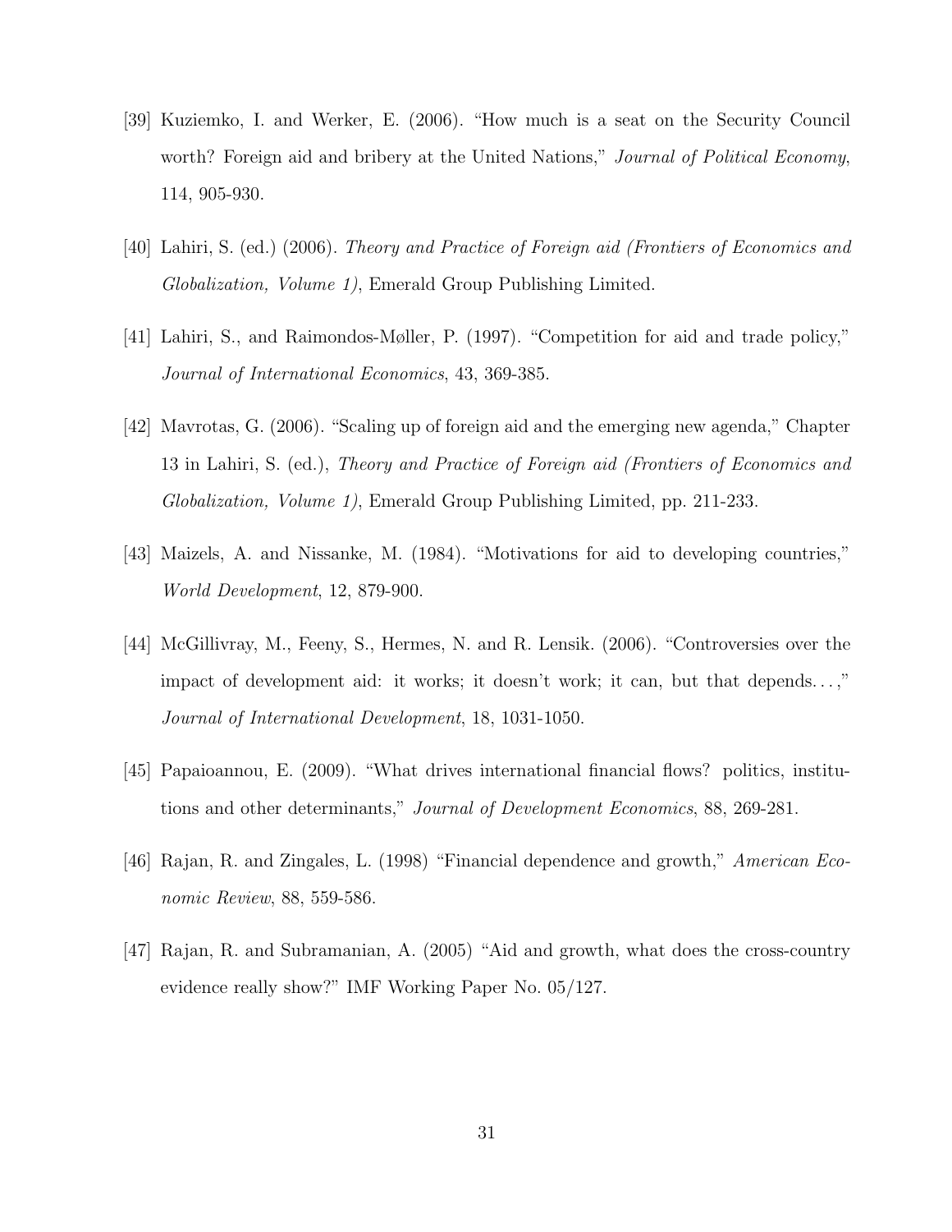[39] Kuziemko, I. and Werker, E. (2006). "How much is a seat on the Security Council worth? Foreign aid and bribery at the United Nations," *Journal of Political Economy*, 114, 905-930.

[40] Lahiri, S. (ed.) (2006). *Theory and Practice of Foreign aid (Frontiers of Economics and Globalization, Volume 1)*, Emerald Group Publishing Limited.

[41] Lahiri, S., and Raimondos-Møller, P. (1997). "Competition for aid and trade policy," *Journal of International Economics*, 43, 369-385.

[42] Mavrotas, G. (2006). "Scaling up of foreign aid and the emerging new agenda," Chapter 13 in Lahiri, S. (ed.), *Theory and Practice of Foreign aid (Frontiers of Economics and Globalization, Volume 1)*, Emerald Group Publishing Limited, pp. 211-233.

[43] Maizels, A. and Nissanke, M. (1984). "Motivations for aid to developing countries," *World Development*, 12, 879-900.

[44] McGillivray, M., Feeny, S., Hermes, N. and R. Lensik. (2006). "Controversies over the impact of development aid: it works; it doesn't work; it can, but that depends...," *Journal of International Development*, 18, 1031-1050.

[45] Papaioannou, E. (2009). "What drives international financial flows? politics, institutions and other determinants," *Journal of Development Economics*, 88, 269-281.

[46] Rajan, R. and Zingales, L. (1998) "Financial dependence and growth," *American Economic Review*, 88, 559-586.

[47] Rajan, R. and Subramanian, A. (2005) "Aid and growth, what does the cross-country evidence really show?" IMF Working Paper No. 05/127.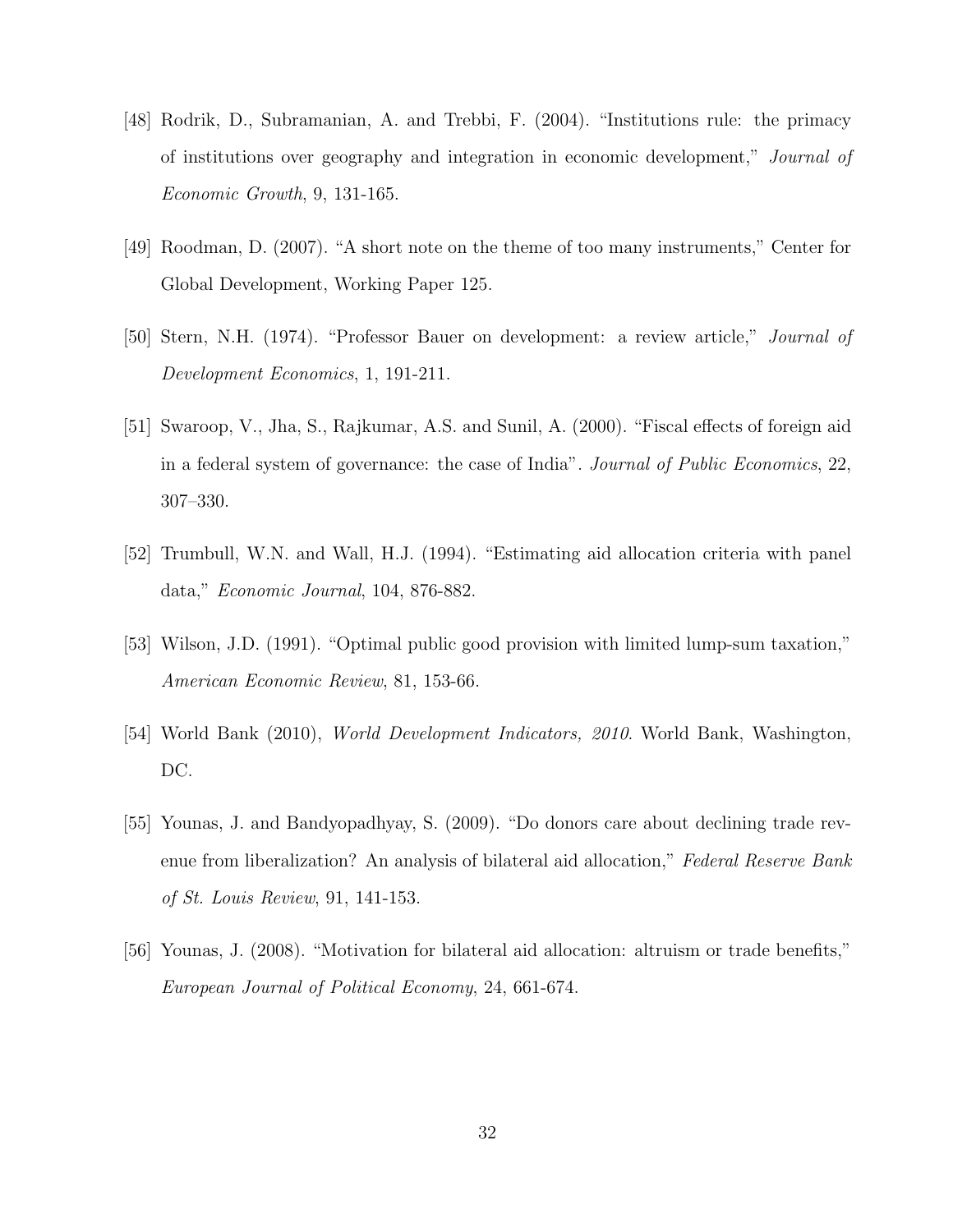[48] Rodrik, D., Subramanian, A. and Trebbi, F. (2004). "Institutions rule: the primacy of institutions over geography and integration in economic development," *Journal of Economic Growth*, 9, 131-165.

[49] Roodman, D. (2007). "A short note on the theme of too many instruments," Center for Global Development, Working Paper 125.

[50] Stern, N.H. (1974). "Professor Bauer on development: a review article," *Journal of Development Economics*, 1, 191-211.

[51] Swaroop, V., Jha, S., Rajkumar, A.S. and Sunil, A. (2000). "Fiscal effects of foreign aid in a federal system of governance: the case of India". *Journal of Public Economics*, 22, 307–330.

[52] Trumbull, W.N. and Wall, H.J. (1994). "Estimating aid allocation criteria with panel data," *Economic Journal*, 104, 876-882.

[53] Wilson, J.D. (1991). "Optimal public good provision with limited lump-sum taxation," *American Economic Review*, 81, 153-66.

[54] World Bank (2010), *World Development Indicators, 2010*. World Bank, Washington, DC.

[55] Younas, J. and Bandyopadhyay, S. (2009). "Do donors care about declining trade revenue from liberalization? An analysis of bilateral aid allocation," *Federal Reserve Bank of St. Louis Review*, 91, 141-153.

[56] Younas, J. (2008). "Motivation for bilateral aid allocation: altruism or trade benefits," *European Journal of Political Economy*, 24, 661-674.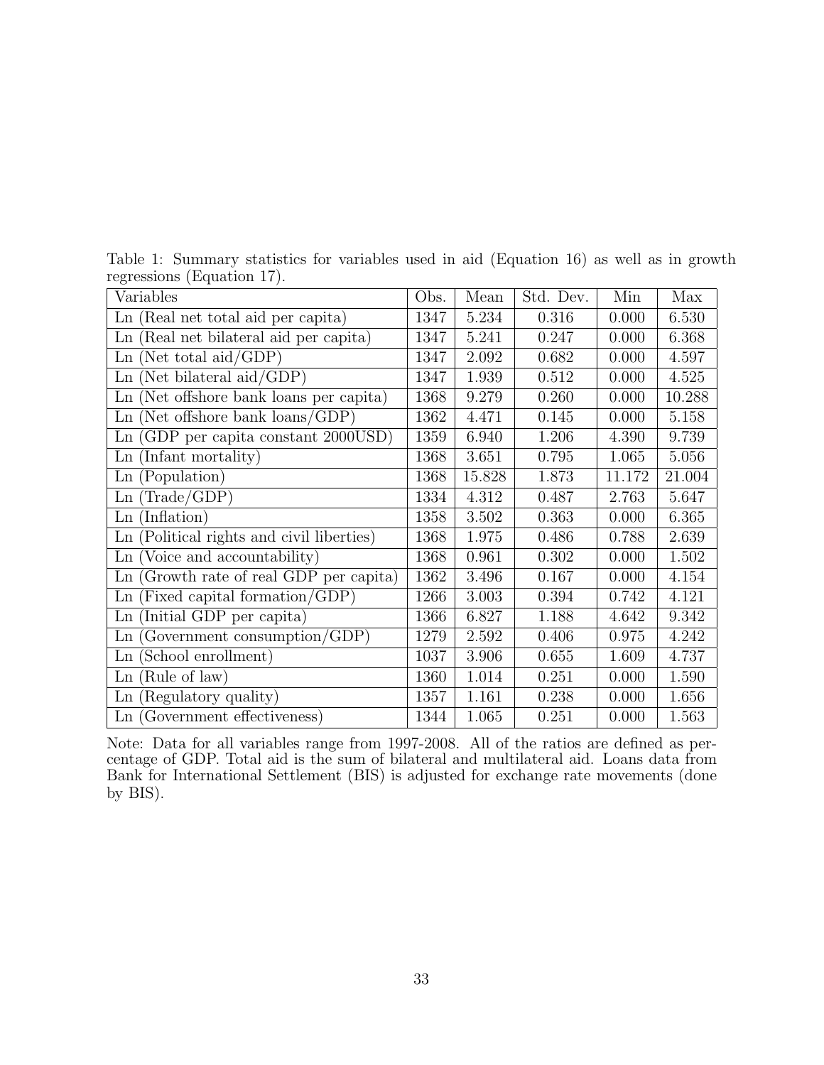Table 1: Summary statistics for variables used in aid (Equation 16) as well as in growth regressions (Equation 17).

| Variables | Obs. | Mean | Std. Dev. | Min | Max |
|---|---|---|---|---|---|
| Ln (Real net total aid per capita) | 1347 | 5.234 | 0.316 | 0.000 | 6.530 |
| Ln (Real net bilateral aid per capita) | 1347 | 5.241 | 0.247 | 0.000 | 6.368 |
| Ln (Net total aid/GDP) | 1347 | 2.092 | 0.682 | 0.000 | 4.597 |
| Ln (Net bilateral aid/GDP) | 1347 | 1.939 | 0.512 | 0.000 | 4.525 |
| Ln (Net offshore bank loans per capita) | 1368 | 9.279 | 0.260 | 0.000 | 10.288 |
| Ln (Net offshore bank loans/GDP) | 1362 | 4.471 | 0.145 | 0.000 | 5.158 |
| Ln (GDP per capita constant 2000USD) | 1359 | 6.940 | 1.206 | 4.390 | 9.739 |
| Ln (Infant mortality) | 1368 | 3.651 | 0.795 | 1.065 | 5.056 |
| Ln (Population) | 1368 | 15.828 | 1.873 | 11.172 | 21.004 |
| Ln (Trade/GDP) | 1334 | 4.312 | 0.487 | 2.763 | 5.647 |
| Ln (Inflation) | 1358 | 3.502 | 0.363 | 0.000 | 6.365 |
| Ln (Political rights and civil liberties) | 1368 | 1.975 | 0.486 | 0.788 | 2.639 |
| Ln (Voice and accountability) | 1368 | 0.961 | 0.302 | 0.000 | 1.502 |
| Ln (Growth rate of real GDP per capita) | 1362 | 3.496 | 0.167 | 0.000 | 4.154 |
| Ln (Fixed capital formation/GDP) | 1266 | 3.003 | 0.394 | 0.742 | 4.121 |
| Ln (Initial GDP per capita) | 1366 | 6.827 | 1.188 | 4.642 | 9.342 |
| Ln (Government consumption/GDP) | 1279 | 2.592 | 0.406 | 0.975 | 4.242 |
| Ln (School enrollment) | 1037 | 3.906 | 0.655 | 1.609 | 4.737 |
| Ln (Rule of law) | 1360 | 1.014 | 0.251 | 0.000 | 1.590 |
| Ln (Regulatory quality) | 1357 | 1.161 | 0.238 | 0.000 | 1.656 |
| Ln (Government effectiveness) | 1344 | 1.065 | 0.251 | 0.000 | 1.563 |

Note: Data for all variables range from 1997-2008. All of the ratios are defined as percentage of GDP. Total aid is the sum of bilateral and multilateral aid. Loans data from Bank for International Settlement (BIS) is adjusted for exchange rate movements (done by BIS).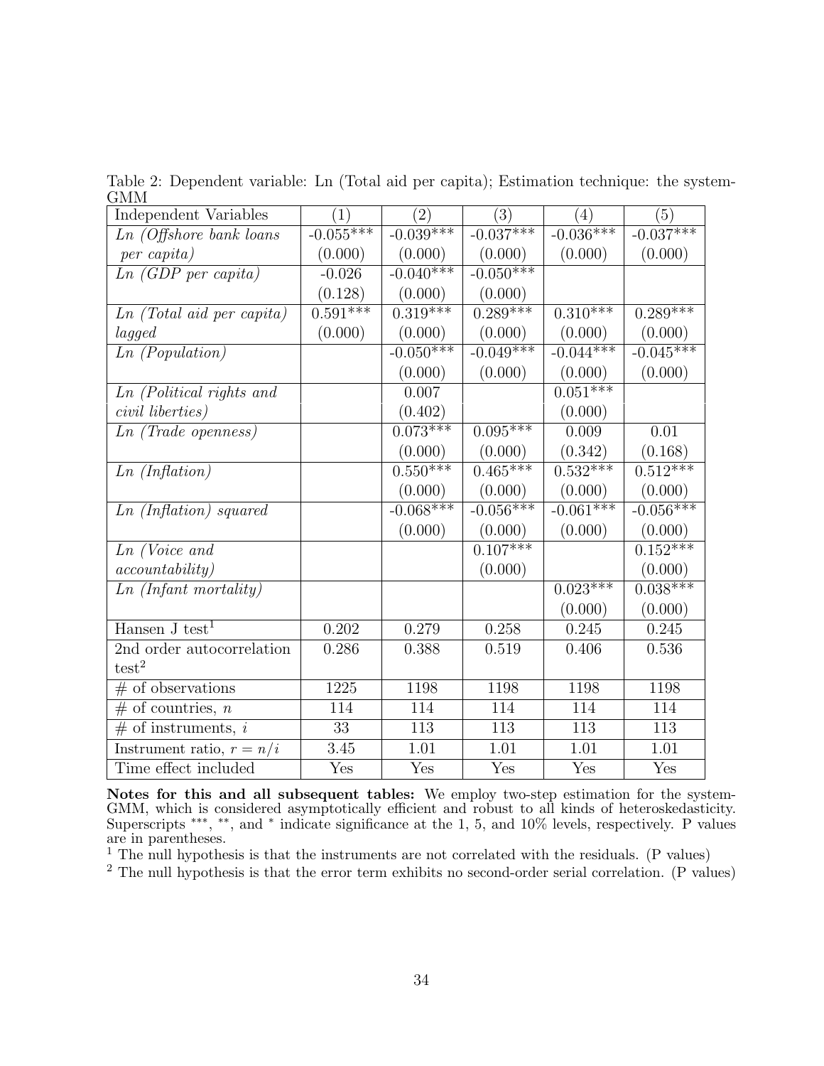Table 2: Dependent variable: Ln (Total aid per capita); Estimation technique: the system-GMM

| Independent Variables | (1) | (2) | (3) | (4) | (5) |
|---|---|---|---|---|---|
| *Ln (Offshore bank loans per capita)* | -0.055*** | -0.039*** | -0.037*** | -0.036*** | -0.037*** |
| | (0.000) | (0.000) | (0.000) | (0.000) | (0.000) |
| *Ln (GDP per capita)* | -0.026 | -0.040*** | -0.050*** | | |
| | (0.128) | (0.000) | (0.000) | | |
| *Ln (Total aid per capita) lagged* | 0.591*** | 0.319*** | 0.289*** | 0.310*** | 0.289*** |
| | (0.000) | (0.000) | (0.000) | (0.000) | (0.000) |
| *Ln (Population)* | | -0.050*** | -0.049*** | -0.044*** | -0.045*** |
| | | (0.000) | (0.000) | (0.000) | (0.000) |
| *Ln (Political rights and civil liberties)* | | 0.007 | | 0.051*** | |
| | | (0.402) | | (0.000) | |
| *Ln (Trade openness)* | | 0.073*** | 0.095*** | 0.009 | 0.01 |
| | | (0.000) | (0.000) | (0.342) | (0.168) |
| *Ln (Inflation)* | | 0.550*** | 0.465*** | 0.532*** | 0.512*** |
| | | (0.000) | (0.000) | (0.000) | (0.000) |
| *Ln (Inflation) squared* | | -0.068*** | -0.056*** | -0.061*** | -0.056*** |
| | | (0.000) | (0.000) | (0.000) | (0.000) |
| *Ln (Voice and accountability)* | | | 0.107*** | | 0.152*** |
| | | | (0.000) | | (0.000) |
| *Ln (Infant mortality)* | | | | 0.023*** | 0.038*** |
| | | | | (0.000) | (0.000) |
| Hansen J test[1] | 0.202 | 0.279 | 0.258 | 0.245 | 0.245 |
| 2nd order autocorrelation test[2] | 0.286 | 0.388 | 0.519 | 0.406 | 0.536 |
| # of observations | 1225 | 1198 | 1198 | 1198 | 1198 |
| # of countries, $n$ | 114 | 114 | 114 | 114 | 114 |
| # of instruments, $i$ | 33 | 113 | 113 | 113 | 113 |
| Instrument ratio, $r = n/i$ | 3.45 | 1.01 | 1.01 | 1.01 | 1.01 |
| Time effect included | Yes | Yes | Yes | Yes | Yes |

**Notes for this and all subsequent tables:** We employ two-step estimation for the system-GMM, which is considered asymptotically efficient and robust to all kinds of heteroskedasticity. Superscripts ***, **, and * indicate significance at the 1, 5, and 10% levels, respectively. P values are in parentheses.

[1] The null hypothesis is that the instruments are not correlated with the residuals. (P values)

[2] The null hypothesis is that the error term exhibits no second-order serial correlation. (P values)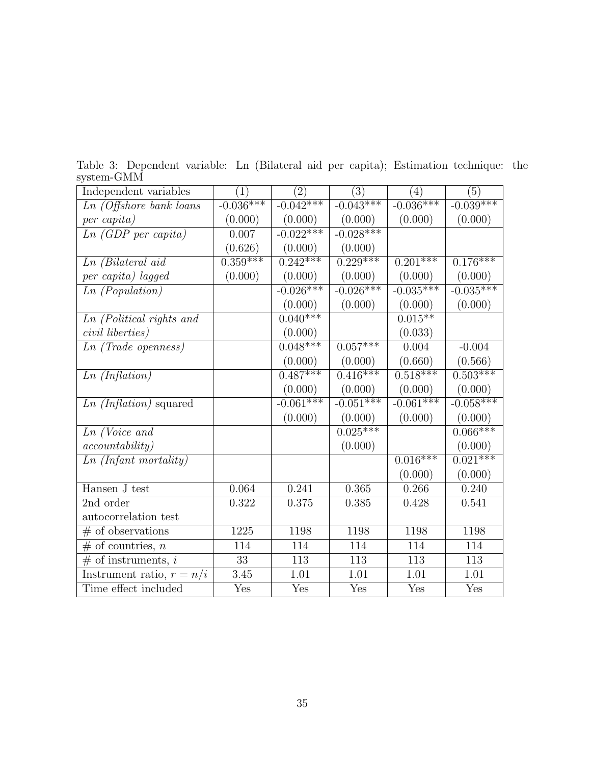Table 3: Dependent variable: Ln (Bilateral aid per capita); Estimation technique: the system-GMM

| Independent variables | (1) | (2) | (3) | (4) | (5) |
|---|---|---|---|---|---|
| *Ln (Offshore bank loans per capita)* | -0.036*** | -0.042*** | -0.043*** | -0.036*** | -0.039*** |
| | (0.000) | (0.000) | (0.000) | (0.000) | (0.000) |
| *Ln (GDP per capita)* | 0.007 | -0.022*** | -0.028*** | | |
| | (0.626) | (0.000) | (0.000) | | |
| *Ln (Bilateral aid per capita) lagged* | 0.359*** | 0.242*** | 0.229*** | 0.201*** | 0.176*** |
| | (0.000) | (0.000) | (0.000) | (0.000) | (0.000) |
| *Ln (Population)* | | -0.026*** | -0.026*** | -0.035*** | -0.035*** |
| | | (0.000) | (0.000) | (0.000) | (0.000) |
| *Ln (Political rights and civil liberties)* | | 0.040*** | | 0.015** | |
| | | (0.000) | | (0.033) | |
| *Ln (Trade openness)* | | 0.048*** | 0.057*** | 0.004 | -0.004 |
| | | (0.000) | (0.000) | (0.660) | (0.566) |
| *Ln (Inflation)* | | 0.487*** | 0.416*** | 0.518*** | 0.503*** |
| | | (0.000) | (0.000) | (0.000) | (0.000) |
| *Ln (Inflation)* squared | | -0.061*** | -0.051*** | -0.061*** | -0.058*** |
| | | (0.000) | (0.000) | (0.000) | (0.000) |
| *Ln (Voice and accountability)* | | | 0.025*** | | 0.066*** |
| | | | (0.000) | | (0.000) |
| *Ln (Infant mortality)* | | | | 0.016*** | 0.021*** |
| | | | | (0.000) | (0.000) |
| Hansen J test | 0.064 | 0.241 | 0.365 | 0.266 | 0.240 |
| 2nd order autocorrelation test | 0.322 | 0.375 | 0.385 | 0.428 | 0.541 |
| # of observations | 1225 | 1198 | 1198 | 1198 | 1198 |
| # of countries, $n$ | 114 | 114 | 114 | 114 | 114 |
| # of instruments, $i$ | 33 | 113 | 113 | 113 | 113 |
| Instrument ratio, $r = n/i$ | 3.45 | 1.01 | 1.01 | 1.01 | 1.01 |
| Time effect included | Yes | Yes | Yes | Yes | Yes |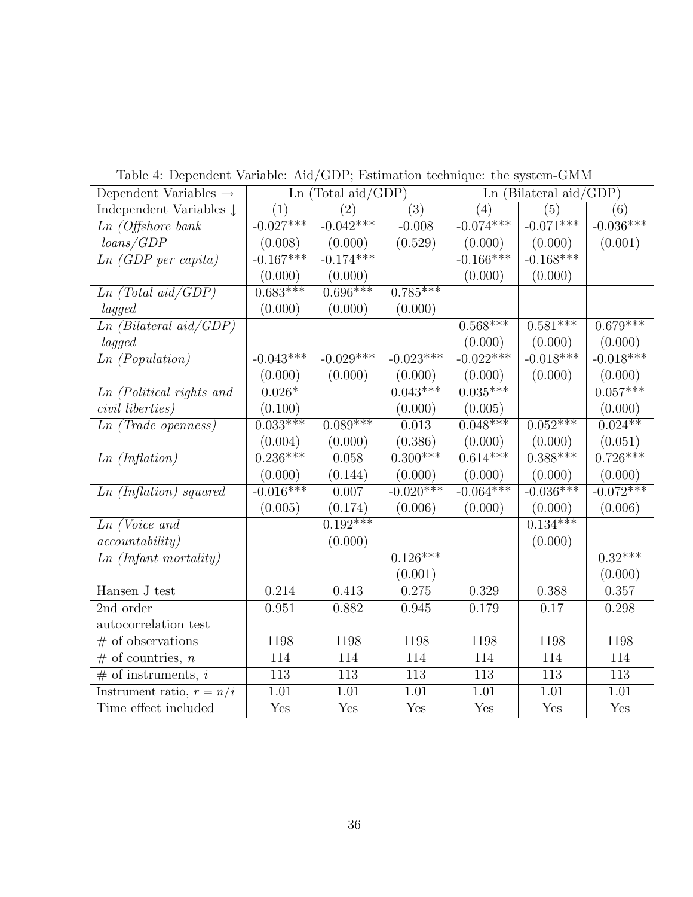Table 4: Dependent Variable: Aid/GDP; Estimation technique: the system-GMM

| Dependent Variables → | Ln (Total aid/GDP) | | | Ln (Bilateral aid/GDP) | | |
|---|---|---|---|---|---|---|
| Independent Variables ↓ | (1) | (2) | (3) | (4) | (5) | (6) |
| *Ln (Offshore bank loans/GDP* | -0.027*** | -0.042*** | -0.008 | -0.074*** | -0.071*** | -0.036*** |
| | (0.008) | (0.000) | (0.529) | (0.000) | (0.000) | (0.001) |
| *Ln (GDP per capita)* | -0.167*** | -0.174*** | | -0.166*** | -0.168*** | |
| | (0.000) | (0.000) | | (0.000) | (0.000) | |
| *Ln (Total aid/GDP) lagged* | 0.683*** | 0.696*** | 0.785*** | | | |
| | (0.000) | (0.000) | (0.000) | | | |
| *Ln (Bilateral aid/GDP) lagged* | | | | 0.568*** | 0.581*** | 0.679*** |
| | | | | (0.000) | (0.000) | (0.000) |
| *Ln (Population)* | -0.043*** | -0.029*** | -0.023*** | -0.022*** | -0.018*** | -0.018*** |
| | (0.000) | (0.000) | (0.000) | (0.000) | (0.000) | (0.000) |
| *Ln (Political rights and civil liberties)* | 0.026* | | 0.043*** | 0.035*** | | 0.057*** |
| | (0.100) | | (0.000) | (0.005) | | (0.000) |
| *Ln (Trade openness)* | 0.033*** | 0.089*** | 0.013 | 0.048*** | 0.052*** | 0.024** |
| | (0.004) | (0.000) | (0.386) | (0.000) | (0.000) | (0.051) |
| *Ln (Inflation)* | 0.236*** | 0.058 | 0.300*** | 0.614*** | 0.388*** | 0.726*** |
| | (0.000) | (0.144) | (0.000) | (0.000) | (0.000) | (0.000) |
| *Ln (Inflation) squared* | -0.016*** | 0.007 | -0.020*** | -0.064*** | -0.036*** | -0.072*** |
| | (0.005) | (0.174) | (0.006) | (0.000) | (0.000) | (0.006) |
| *Ln (Voice and accountability)* | | 0.192*** | | | 0.134*** | |
| | | (0.000) | | | (0.000) | |
| *Ln (Infant mortality)* | | | 0.126*** | | | 0.32*** |
| | | | (0.001) | | | (0.000) |
| Hansen J test | 0.214 | 0.413 | 0.275 | 0.329 | 0.388 | 0.357 |
| 2nd order autocorrelation test | 0.951 | 0.882 | 0.945 | 0.179 | 0.17 | 0.298 |
| # of observations | 1198 | 1198 | 1198 | 1198 | 1198 | 1198 |
| # of countries, $n$ | 114 | 114 | 114 | 114 | 114 | 114 |
| # of instruments, $i$ | 113 | 113 | 113 | 113 | 113 | 113 |
| Instrument ratio, $r = n/i$ | 1.01 | 1.01 | 1.01 | 1.01 | 1.01 | 1.01 |
| Time effect included | Yes | Yes | Yes | Yes | Yes | Yes |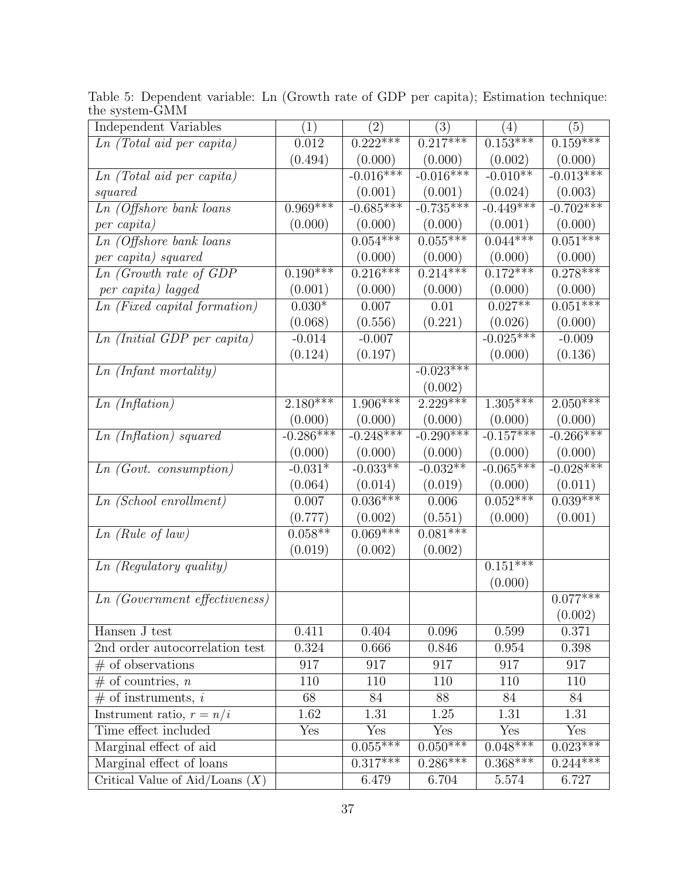Table 5: Dependent variable: Ln (Growth rate of GDP per capita); Estimation technique: the system-GMM

| Independent Variables | (1) | (2) | (3) | (4) | (5) |
|---|---|---|---|---|---|
| *Ln (Total aid per capita)* | 0.012 | 0.222*** | 0.217*** | 0.153*** | 0.159*** |
| | (0.494) | (0.000) | (0.000) | (0.002) | (0.000) |
| *Ln (Total aid per capita) squared* | | -0.016*** | -0.016*** | -0.010** | -0.013*** |
| | | (0.001) | (0.001) | (0.024) | (0.003) |
| *Ln (Offshore bank loans per capita)* | 0.969*** | -0.685*** | -0.735*** | -0.449*** | -0.702*** |
| | (0.000) | (0.000) | (0.000) | (0.001) | (0.000) |
| *Ln (Offshore bank loans per capita) squared* | | 0.054*** | 0.055*** | 0.044*** | 0.051*** |
| | | (0.000) | (0.000) | (0.000) | (0.000) |
| *Ln (Growth rate of GDP per capita) lagged* | 0.190*** | 0.216*** | 0.214*** | 0.172*** | 0.278*** |
| | (0.001) | (0.000) | (0.000) | (0.000) | (0.000) |
| *Ln (Fixed capital formation)* | 0.030* | 0.007 | 0.01 | 0.027** | 0.051*** |
| | (0.068) | (0.556) | (0.221) | (0.026) | (0.000) |
| *Ln (Initial GDP per capita)* | -0.014 | -0.007 | | -0.025*** | -0.009 |
| | (0.124) | (0.197) | | (0.000) | (0.136) |
| *Ln (Infant mortality)* | | | -0.023*** | | |
| | | | (0.002) | | |
| *Ln (Inflation)* | 2.180*** | 1.906*** | 2.229*** | 1.305*** | 2.050*** |
| | (0.000) | (0.000) | (0.000) | (0.000) | (0.000) |
| *Ln (Inflation) squared* | -0.286*** | -0.248*** | -0.290*** | -0.157*** | -0.266*** |
| | (0.000) | (0.000) | (0.000) | (0.000) | (0.000) |
| *Ln (Govt. consumption)* | -0.031* | -0.033** | -0.032** | -0.065*** | -0.028*** |
| | (0.064) | (0.014) | (0.019) | (0.000) | (0.011) |
| *Ln (School enrollment)* | 0.007 | 0.036*** | 0.006 | 0.052*** | 0.039*** |
| | (0.777) | (0.002) | (0.551) | (0.000) | (0.001) |
| *Ln (Rule of law)* | 0.058** | 0.069*** | 0.081*** | | |
| | (0.019) | (0.002) | (0.002) | | |
| *Ln (Regulatory quality)* | | | | 0.151*** | |
| | | | | (0.000) | |
| *Ln (Government effectiveness)* | | | | | 0.077*** |
| | | | | | (0.002) |
| Hansen J test | 0.411 | 0.404 | 0.096 | 0.599 | 0.371 |
| 2nd order autocorrelation test | 0.324 | 0.666 | 0.846 | 0.954 | 0.398 |
| # of observations | 917 | 917 | 917 | 917 | 917 |
| # of countries, $n$ | 110 | 110 | 110 | 110 | 110 |
| # of instruments, $i$ | 68 | 84 | 88 | 84 | 84 |
| Instrument ratio, $r = n/i$ | 1.62 | 1.31 | 1.25 | 1.31 | 1.31 |
| Time effect included | Yes | Yes | Yes | Yes | Yes |
| Marginal effect of aid | | 0.055*** | 0.050*** | 0.048*** | 0.023*** |
| Marginal effect of loans | | 0.317*** | 0.286*** | 0.368*** | 0.244*** |
| Critical Value of Aid/Loans ($X$) | | 6.479 | 6.704 | 5.574 | 6.727 |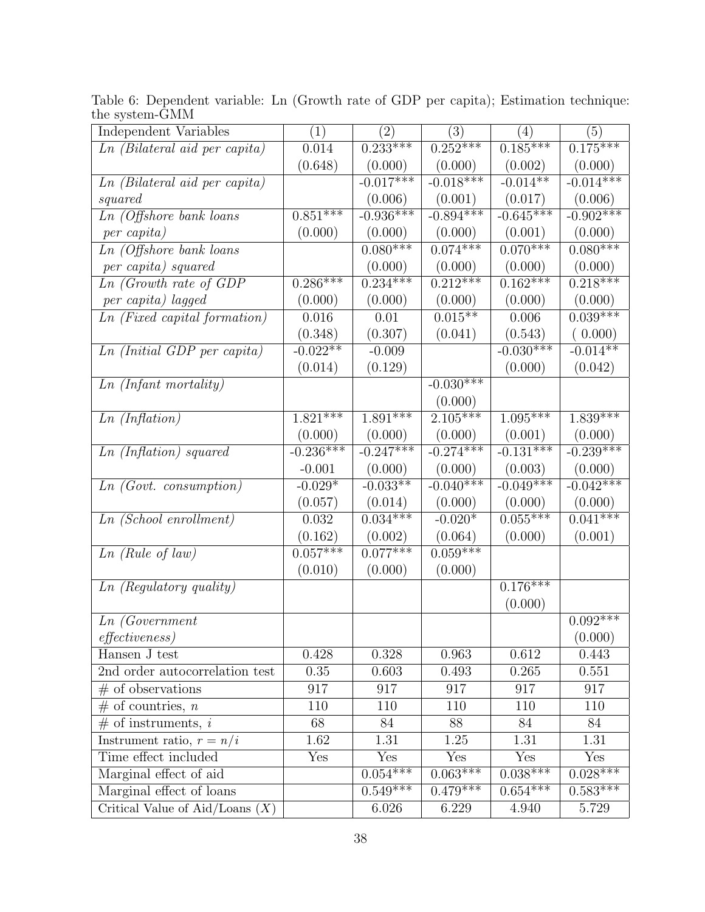Table 6: Dependent variable: Ln (Growth rate of GDP per capita); Estimation technique: the system-GMM

| Independent Variables | (1) | (2) | (3) | (4) | (5) |
|---|---|---|---|---|---|
| *Ln (Bilateral aid per capita)* | 0.014 | 0.233*** | 0.252*** | 0.185*** | 0.175*** |
| | (0.648) | (0.000) | (0.000) | (0.002) | (0.000) |
| *Ln (Bilateral aid per capita) squared* | | -0.017*** | -0.018*** | -0.014** | -0.014*** |
| | | (0.006) | (0.001) | (0.017) | (0.006) |
| *Ln (Offshore bank loans per capita)* | 0.851*** | -0.936*** | -0.894*** | -0.645*** | -0.902*** |
| | (0.000) | (0.000) | (0.000) | (0.001) | (0.000) |
| *Ln (Offshore bank loans per capita) squared* | | 0.080*** | 0.074*** | 0.070*** | 0.080*** |
| | | (0.000) | (0.000) | (0.000) | (0.000) |
| *Ln (Growth rate of GDP per capita) lagged* | 0.286*** | 0.234*** | 0.212*** | 0.162*** | 0.218*** |
| | (0.000) | (0.000) | (0.000) | (0.000) | (0.000) |
| *Ln (Fixed capital formation)* | 0.016 | 0.01 | 0.015** | 0.006 | 0.039*** |
| | (0.348) | (0.307) | (0.041) | (0.543) | ( 0.000) |
| *Ln (Initial GDP per capita)* | -0.022** | -0.009 | | -0.030*** | -0.014** |
| | (0.014) | (0.129) | | (0.000) | (0.042) |
| *Ln (Infant mortality)* | | | -0.030*** | | |
| | | | (0.000) | | |
| *Ln (Inflation)* | 1.821*** | 1.891*** | 2.105*** | 1.095*** | 1.839*** |
| | (0.000) | (0.000) | (0.000) | (0.001) | (0.000) |
| *Ln (Inflation) squared* | -0.236*** | -0.247*** | -0.274*** | -0.131*** | -0.239*** |
| | -0.001 | (0.000) | (0.000) | (0.003) | (0.000) |
| *Ln (Govt. consumption)* | -0.029* | -0.033** | -0.040*** | -0.049*** | -0.042*** |
| | (0.057) | (0.014) | (0.000) | (0.000) | (0.000) |
| *Ln (School enrollment)* | 0.032 | 0.034*** | -0.020* | 0.055*** | 0.041*** |
| | (0.162) | (0.002) | (0.064) | (0.000) | (0.001) |
| *Ln (Rule of law)* | 0.057*** | 0.077*** | 0.059*** | | |
| | (0.010) | (0.000) | (0.000) | | |
| *Ln (Regulatory quality)* | | | | 0.176*** | |
| | | | | (0.000) | |
| *Ln (Government effectiveness)* | | | | | 0.092*** |
| | | | | | (0.000) |
| Hansen J test | 0.428 | 0.328 | 0.963 | 0.612 | 0.443 |
| 2nd order autocorrelation test | 0.35 | 0.603 | 0.493 | 0.265 | 0.551 |
| # of observations | 917 | 917 | 917 | 917 | 917 |
| # of countries, $n$ | 110 | 110 | 110 | 110 | 110 |
| # of instruments, $i$ | 68 | 84 | 88 | 84 | 84 |
| Instrument ratio, $r = n/i$ | 1.62 | 1.31 | 1.25 | 1.31 | 1.31 |
| Time effect included | Yes | Yes | Yes | Yes | Yes |
| Marginal effect of aid | | 0.054*** | 0.063*** | 0.038*** | 0.028*** |
| Marginal effect of loans | | 0.549*** | 0.479*** | 0.654*** | 0.583*** |
| Critical Value of Aid/Loans ($X$) | | 6.026 | 6.229 | 4.940 | 5.729 |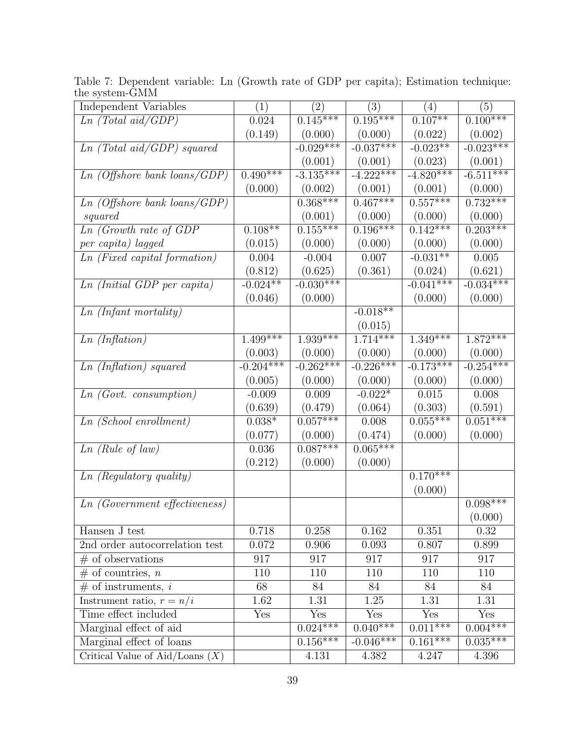Table 7: Dependent variable: Ln (Growth rate of GDP per capita); Estimation technique: the system-GMM

| Independent Variables | (1) | (2) | (3) | (4) | (5) |
|---|---|---|---|---|---|
| *Ln (Total aid/GDP)* | 0.024 | 0.145*** | 0.195*** | 0.107** | 0.100*** |
| | (0.149) | (0.000) | (0.000) | (0.022) | (0.002) |
| *Ln (Total aid/GDP) squared* | | -0.029*** | -0.037*** | -0.023** | -0.023*** |
| | | (0.001) | (0.001) | (0.023) | (0.001) |
| *Ln (Offshore bank loans/GDP)* | 0.490*** | -3.135*** | -4.222*** | -4.820*** | -6.511*** |
| | (0.000) | (0.002) | (0.001) | (0.001) | (0.000) |
| *Ln (Offshore bank loans/GDP) squared* | | 0.368*** | 0.467*** | 0.557*** | 0.732*** |
| | | (0.001) | (0.000) | (0.000) | (0.000) |
| *Ln (Growth rate of GDP per capita) lagged* | 0.108** | 0.155*** | 0.196*** | 0.142*** | 0.203*** |
| | (0.015) | (0.000) | (0.000) | (0.000) | (0.000) |
| *Ln (Fixed capital formation)* | 0.004 | -0.004 | 0.007 | -0.031** | 0.005 |
| | (0.812) | (0.625) | (0.361) | (0.024) | (0.621) |
| *Ln (Initial GDP per capita)* | -0.024** | -0.030*** | | -0.041*** | -0.034*** |
| | (0.046) | (0.000) | | (0.000) | (0.000) |
| *Ln (Infant mortality)* | | | -0.018** | | |
| | | | (0.015) | | |
| *Ln (Inflation)* | 1.499*** | 1.939*** | 1.714*** | 1.349*** | 1.872*** |
| | (0.003) | (0.000) | (0.000) | (0.000) | (0.000) |
| *Ln (Inflation) squared* | -0.204*** | -0.262*** | -0.226*** | -0.173*** | -0.254*** |
| | (0.005) | (0.000) | (0.000) | (0.000) | (0.000) |
| *Ln (Govt. consumption)* | -0.009 | 0.009 | -0.022* | 0.015 | 0.008 |
| | (0.639) | (0.479) | (0.064) | (0.303) | (0.591) |
| *Ln (School enrollment)* | 0.038* | 0.057*** | 0.008 | 0.055*** | 0.051*** |
| | (0.077) | (0.000) | (0.474) | (0.000) | (0.000) |
| *Ln (Rule of law)* | 0.036 | 0.087*** | 0.065*** | | |
| | (0.212) | (0.000) | (0.000) | | |
| *Ln (Regulatory quality)* | | | | 0.170*** | |
| | | | | (0.000) | |
| *Ln (Government effectiveness)* | | | | | 0.098*** |
| | | | | | (0.000) |
| Hansen J test | 0.718 | 0.258 | 0.162 | 0.351 | 0.32 |
| 2nd order autocorrelation test | 0.072 | 0.906 | 0.093 | 0.807 | 0.899 |
| # of observations | 917 | 917 | 917 | 917 | 917 |
| # of countries, $n$ | 110 | 110 | 110 | 110 | 110 |
| # of instruments, $i$ | 68 | 84 | 84 | 84 | 84 |
| Instrument ratio, $r = n/i$ | 1.62 | 1.31 | 1.25 | 1.31 | 1.31 |
| Time effect included | Yes | Yes | Yes | Yes | Yes |
| Marginal effect of aid | | 0.024*** | 0.040*** | 0.011*** | 0.004*** |
| Marginal effect of loans | | 0.156*** | -0.046*** | 0.161*** | 0.035*** |
| Critical Value of Aid/Loans ($X$) | | 4.131 | 4.382 | 4.247 | 4.396 |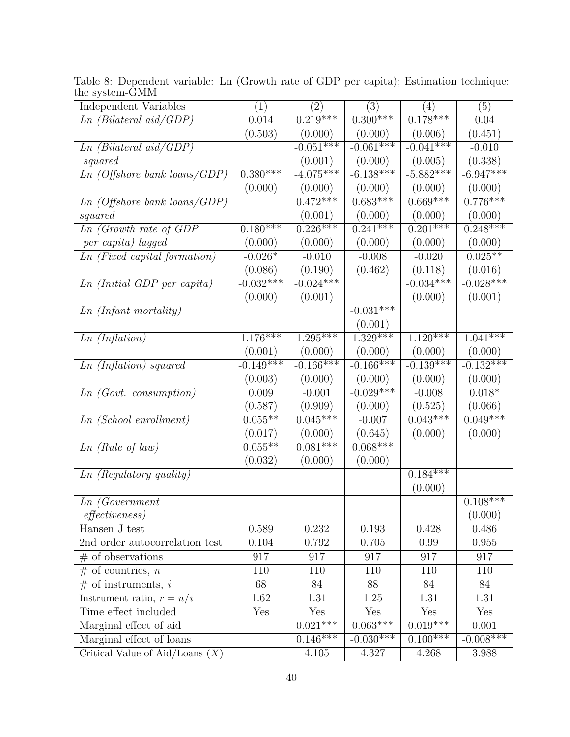Table 8: Dependent variable: Ln (Growth rate of GDP per capita); Estimation technique: the system-GMM

| Independent Variables | (1) | (2) | (3) | (4) | (5) |
|---|---|---|---|---|---|
| *Ln (Bilateral aid/GDP)* | 0.014 | 0.219*** | 0.300*** | 0.178*** | 0.04 |
| | (0.503) | (0.000) | (0.000) | (0.006) | (0.451) |
| *Ln (Bilateral aid/GDP) squared* | | -0.051*** | -0.061*** | -0.041*** | -0.010 |
| | | (0.001) | (0.000) | (0.005) | (0.338) |
| *Ln (Offshore bank loans/GDP)* | 0.380*** | -4.075*** | -6.138*** | -5.882*** | -6.947*** |
| | (0.000) | (0.000) | (0.000) | (0.000) | (0.000) |
| *Ln (Offshore bank loans/GDP) squared* | | 0.472*** | 0.683*** | 0.669*** | 0.776*** |
| | | (0.001) | (0.000) | (0.000) | (0.000) |
| *Ln (Growth rate of GDP per capita) lagged* | 0.180*** | 0.226*** | 0.241*** | 0.201*** | 0.248*** |
| | (0.000) | (0.000) | (0.000) | (0.000) | (0.000) |
| *Ln (Fixed capital formation)* | -0.026* | -0.010 | -0.008 | -0.020 | 0.025** |
| | (0.086) | (0.190) | (0.462) | (0.118) | (0.016) |
| *Ln (Initial GDP per capita)* | -0.032*** | -0.024*** | | -0.034*** | -0.028*** |
| | (0.000) | (0.001) | | (0.000) | (0.001) |
| *Ln (Infant mortality)* | | | -0.031*** | | |
| | | | (0.001) | | |
| *Ln (Inflation)* | 1.176*** | 1.295*** | 1.329*** | 1.120*** | 1.041*** |
| | (0.001) | (0.000) | (0.000) | (0.000) | (0.000) |
| *Ln (Inflation) squared* | -0.149*** | -0.166*** | -0.166*** | -0.139*** | -0.132*** |
| | (0.003) | (0.000) | (0.000) | (0.000) | (0.000) |
| *Ln (Govt. consumption)* | 0.009 | -0.001 | -0.029*** | -0.008 | 0.018* |
| | (0.587) | (0.909) | (0.000) | (0.525) | (0.066) |
| *Ln (School enrollment)* | 0.055** | 0.045*** | -0.007 | 0.043*** | 0.049*** |
| | (0.017) | (0.000) | (0.645) | (0.000) | (0.000) |
| *Ln (Rule of law)* | 0.055** | 0.081*** | 0.068*** | | |
| | (0.032) | (0.000) | (0.000) | | |
| *Ln (Regulatory quality)* | | | | 0.184*** | |
| | | | | (0.000) | |
| *Ln (Government effectiveness)* | | | | | 0.108*** |
| | | | | | (0.000) |
| Hansen J test | 0.589 | 0.232 | 0.193 | 0.428 | 0.486 |
| 2nd order autocorrelation test | 0.104 | 0.792 | 0.705 | 0.99 | 0.955 |
| # of observations | 917 | 917 | 917 | 917 | 917 |
| # of countries, $n$ | 110 | 110 | 110 | 110 | 110 |
| # of instruments, $i$ | 68 | 84 | 88 | 84 | 84 |
| Instrument ratio, $r = n/i$ | 1.62 | 1.31 | 1.25 | 1.31 | 1.31 |
| Time effect included | Yes | Yes | Yes | Yes | Yes |
| Marginal effect of aid | | 0.021*** | 0.063*** | 0.019*** | 0.001 |
| Marginal effect of loans | | 0.146*** | -0.030*** | 0.100*** | -0.008*** |
| Critical Value of Aid/Loans ($X$) | | 4.105 | 4.327 | 4.268 | 3.988 |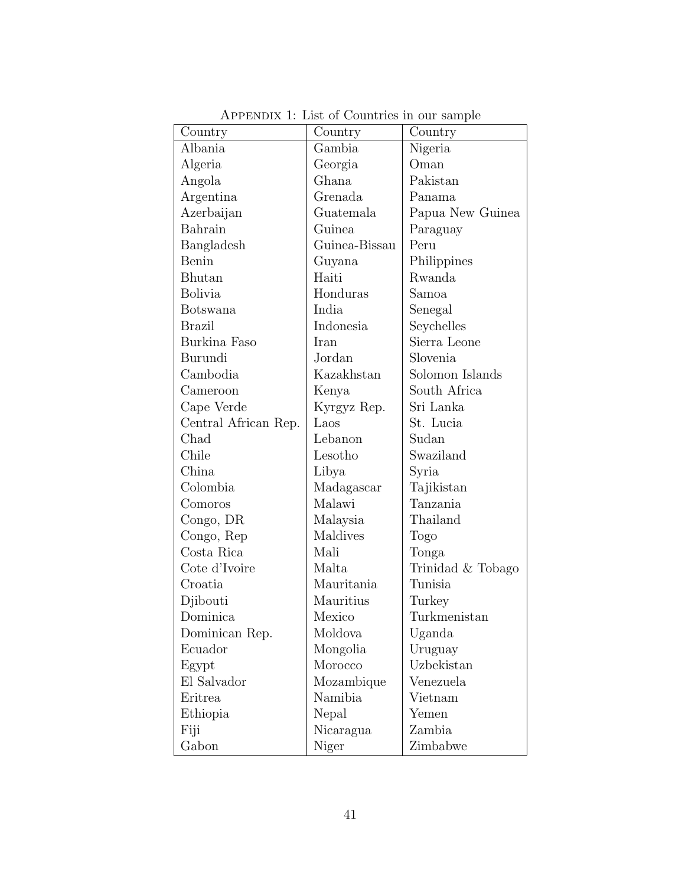Appendix 1: List of Countries in our sample

| Country | Country | Country |
|---|---|---|
| Albania | Gambia | Nigeria |
| Algeria | Georgia | Oman |
| Angola | Ghana | Pakistan |
| Argentina | Grenada | Panama |
| Azerbaijan | Guatemala | Papua New Guinea |
| Bahrain | Guinea | Paraguay |
| Bangladesh | Guinea-Bissau | Peru |
| Benin | Guyana | Philippines |
| Bhutan | Haiti | Rwanda |
| Bolivia | Honduras | Samoa |
| Botswana | India | Senegal |
| Brazil | Indonesia | Seychelles |
| Burkina Faso | Iran | Sierra Leone |
| Burundi | Jordan | Slovenia |
| Cambodia | Kazakhstan | Solomon Islands |
| Cameroon | Kenya | South Africa |
| Cape Verde | Kyrgyz Rep. | Sri Lanka |
| Central African Rep. | Laos | St. Lucia |
| Chad | Lebanon | Sudan |
| Chile | Lesotho | Swaziland |
| China | Libya | Syria |
| Colombia | Madagascar | Tajikistan |
| Comoros | Malawi | Tanzania |
| Congo, DR | Malaysia | Thailand |
| Congo, Rep | Maldives | Togo |
| Costa Rica | Mali | Tonga |
| Cote d'Ivoire | Malta | Trinidad & Tobago |
| Croatia | Mauritania | Tunisia |
| Djibouti | Mauritius | Turkey |
| Dominica | Mexico | Turkmenistan |
| Dominican Rep. | Moldova | Uganda |
| Ecuador | Mongolia | Uruguay |
| Egypt | Morocco | Uzbekistan |
| El Salvador | Mozambique | Venezuela |
| Eritrea | Namibia | Vietnam |
| Ethiopia | Nepal | Yemen |
| Fiji | Nicaragua | Zambia |
| Gabon | Niger | Zimbabwe |